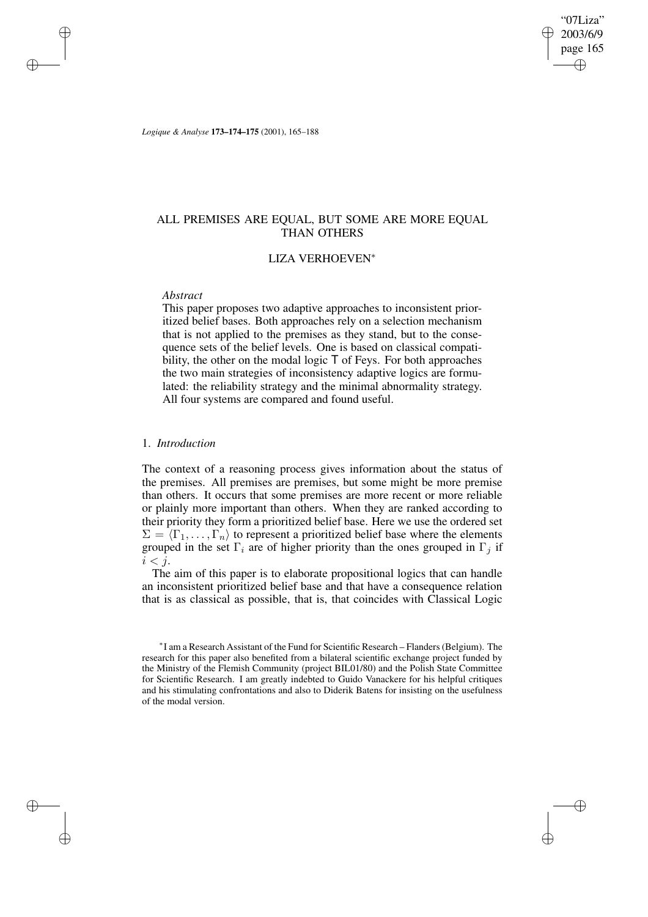# ALL PREMISES ARE EQUAL, BUT SOME ARE MORE EQUAL THAN OTHERS

LIZA VERHOEVEN*

*Abstract*

This paper proposes two adaptive approaches to inconsistent prioritized belief bases. Both approaches rely on a selection mechanism that is not applied to the premises as they stand, but to the consequence sets of the belief levels. One is based on classical compatibility, the other on the modal logic T of Feys. For both approaches the two main strategies of inconsistency adaptive logics are formulated: the reliability strategy and the minimal abnormality strategy. All four systems are compared and found useful.

## 1. *Introduction*

The context of a reasoning process gives information about the status of the premises. All premises are premises, but some might be more premise than others. It occurs that some premises are more recent or more reliable or plainly more important than others. When they are ranked according to their priority they form a prioritized belief base. Here we use the ordered set $\Sigma = \langle \Gamma_1, \ldots, \Gamma_n \rangle$ to represent a prioritized belief base where the elements grouped in the set $\Gamma_i$ are of higher priority than the ones grouped in $\Gamma_j$ if $i < j$.

The aim of this paper is to elaborate propositional logics that can handle an inconsistent prioritized belief base and that have a consequence relation that is as classical as possible, that is, that coincides with Classical Logic

*I am a Research Assistant of the Fund for Scientific Research – Flanders (Belgium). The research for this paper also benefited from a bilateral scientific exchange project funded by the Ministry of the Flemish Community (project BIL01/80) and the Polish State Committee for Scientific Research. I am greatly indebted to Guido Vanackere for his helpful critiques and his stimulating confrontations and also to Diderik Batens for insisting on the usefulness of the modal version.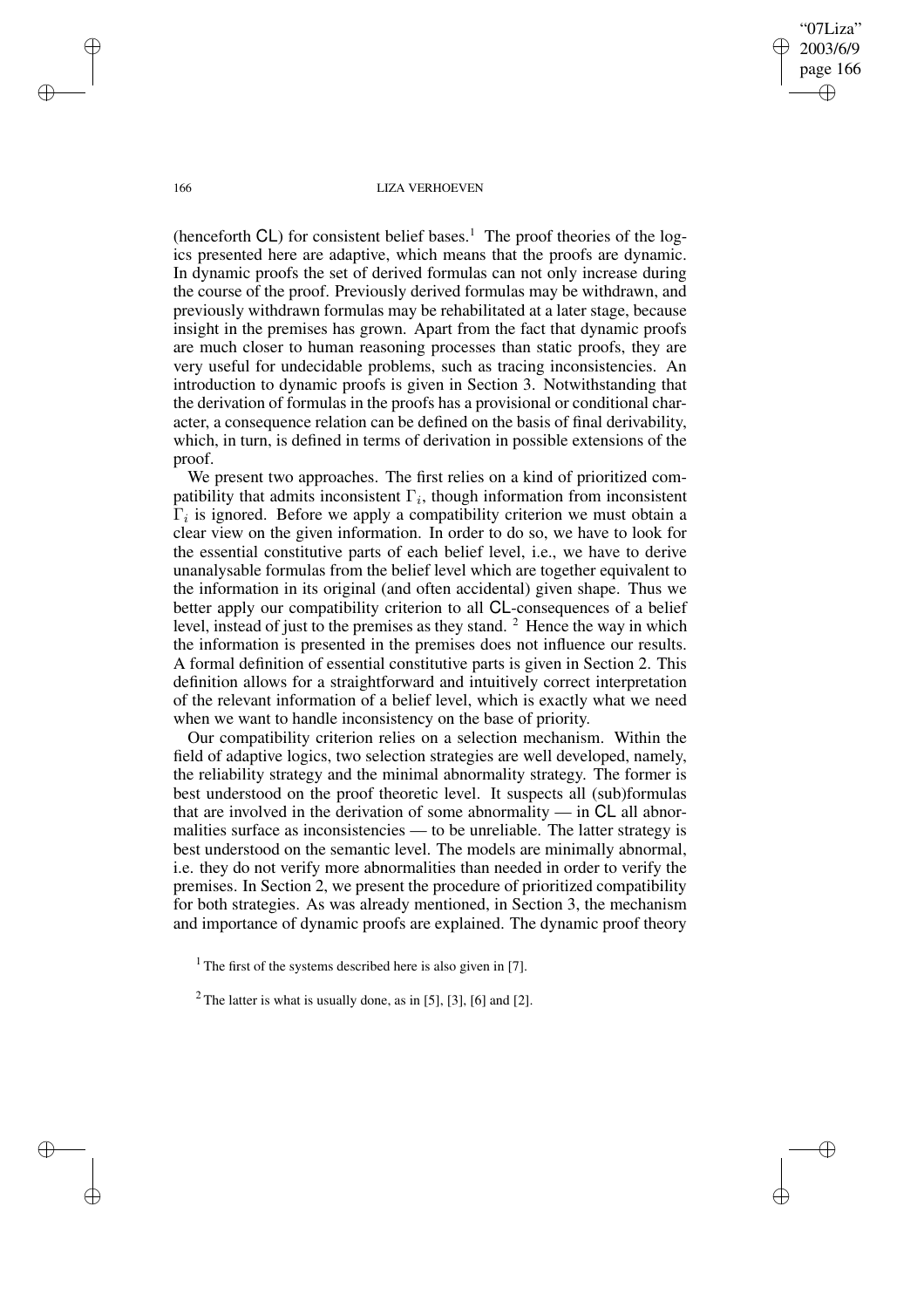(henceforth **CL**) for consistent belief bases.[1] The proof theories of the logics presented here are adaptive, which means that the proofs are dynamic. In dynamic proofs the set of derived formulas can not only increase during the course of the proof. Previously derived formulas may be withdrawn, and previously withdrawn formulas may be rehabilitated at a later stage, because insight in the premises has grown. Apart from the fact that dynamic proofs are much closer to human reasoning processes than static proofs, they are very useful for undecidable problems, such as tracing inconsistencies. An introduction to dynamic proofs is given in Section 3. Notwithstanding that the derivation of formulas in the proofs has a provisional or conditional character, a consequence relation can be defined on the basis of final derivability, which, in turn, is defined in terms of derivation in possible extensions of the proof.

We present two approaches. The first relies on a kind of prioritized compatibility that admits inconsistent $\Gamma_i$, though information from inconsistent $\Gamma_i$ is ignored. Before we apply a compatibility criterion we must obtain a clear view on the given information. In order to do so, we have to look for the essential constitutive parts of each belief level, i.e., we have to derive unanalysable formulas from the belief level which are together equivalent to the information in its original (and often accidental) given shape. Thus we better apply our compatibility criterion to all **CL**-consequences of a belief level, instead of just to the premises as they stand. [2] Hence the way in which the information is presented in the premises does not influence our results. A formal definition of essential constitutive parts is given in Section 2. This definition allows for a straightforward and intuitively correct interpretation of the relevant information of a belief level, which is exactly what we need when we want to handle inconsistency on the base of priority.

Our compatibility criterion relies on a selection mechanism. Within the field of adaptive logics, two selection strategies are well developed, namely, the reliability strategy and the minimal abnormality strategy. The former is best understood on the proof theoretic level. It suspects all (sub)formulas that are involved in the derivation of some abnormality — in **CL** all abnormalities surface as inconsistencies — to be unreliable. The latter strategy is best understood on the semantic level. The models are minimally abnormal, i.e. they do not verify more abnormalities than needed in order to verify the premises. In Section 2, we present the procedure of prioritized compatibility for both strategies. As was already mentioned, in Section 3, the mechanism and importance of dynamic proofs are explained. The dynamic proof theory

[1] The first of the systems described here is also given in [7].

[2] The latter is what is usually done, as in [5], [3], [6] and [2].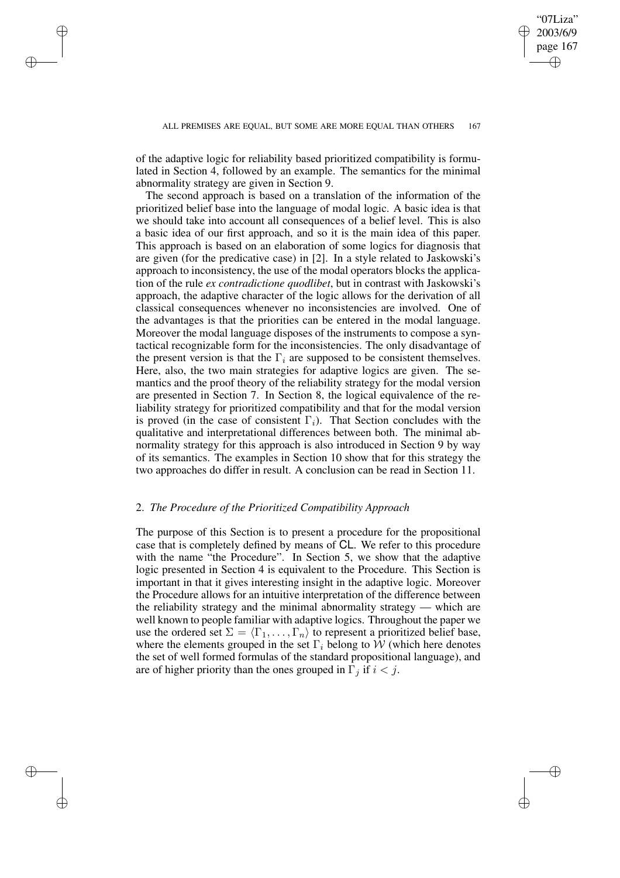of the adaptive logic for reliability based prioritized compatibility is formulated in Section 4, followed by an example. The semantics for the minimal abnormality strategy are given in Section 9.

The second approach is based on a translation of the information of the prioritized belief base into the language of modal logic. A basic idea is that we should take into account all consequences of a belief level. This is also a basic idea of our first approach, and so it is the main idea of this paper. This approach is based on an elaboration of some logics for diagnosis that are given (for the predicative case) in [2]. In a style related to Jaskowski's approach to inconsistency, the use of the modal operators blocks the application of the rule *ex contradictione quodlibet*, but in contrast with Jaskowski's approach, the adaptive character of the logic allows for the derivation of all classical consequences whenever no inconsistencies are involved. One of the advantages is that the priorities can be entered in the modal language. Moreover the modal language disposes of the instruments to compose a syntactical recognizable form for the inconsistencies. The only disadvantage of the present version is that the $\Gamma_i$ are supposed to be consistent themselves. Here, also, the two main strategies for adaptive logics are given. The semantics and the proof theory of the reliability strategy for the modal version are presented in Section 7. In Section 8, the logical equivalence of the reliability strategy for prioritized compatibility and that for the modal version is proved (in the case of consistent $\Gamma_i$). That Section concludes with the qualitative and interpretational differences between both. The minimal abnormality strategy for this approach is also introduced in Section 9 by way of its semantics. The examples in Section 10 show that for this strategy the two approaches do differ in result. A conclusion can be read in Section 11.

## 2. *The Procedure of the Prioritized Compatibility Approach*

The purpose of this Section is to present a procedure for the propositional case that is completely defined by means of CL. We refer to this procedure with the name "the Procedure". In Section 5, we show that the adaptive logic presented in Section 4 is equivalent to the Procedure. This Section is important in that it gives interesting insight in the adaptive logic. Moreover the Procedure allows for an intuitive interpretation of the difference between the reliability strategy and the minimal abnormality strategy — which are well known to people familiar with adaptive logics. Throughout the paper we use the ordered set $\Sigma = \langle \Gamma_1, \ldots, \Gamma_n \rangle$ to represent a prioritized belief base, where the elements grouped in the set $\Gamma_i$ belong to $\mathcal{W}$ (which here denotes the set of well formed formulas of the standard propositional language), and are of higher priority than the ones grouped in $\Gamma_j$ if $i < j$.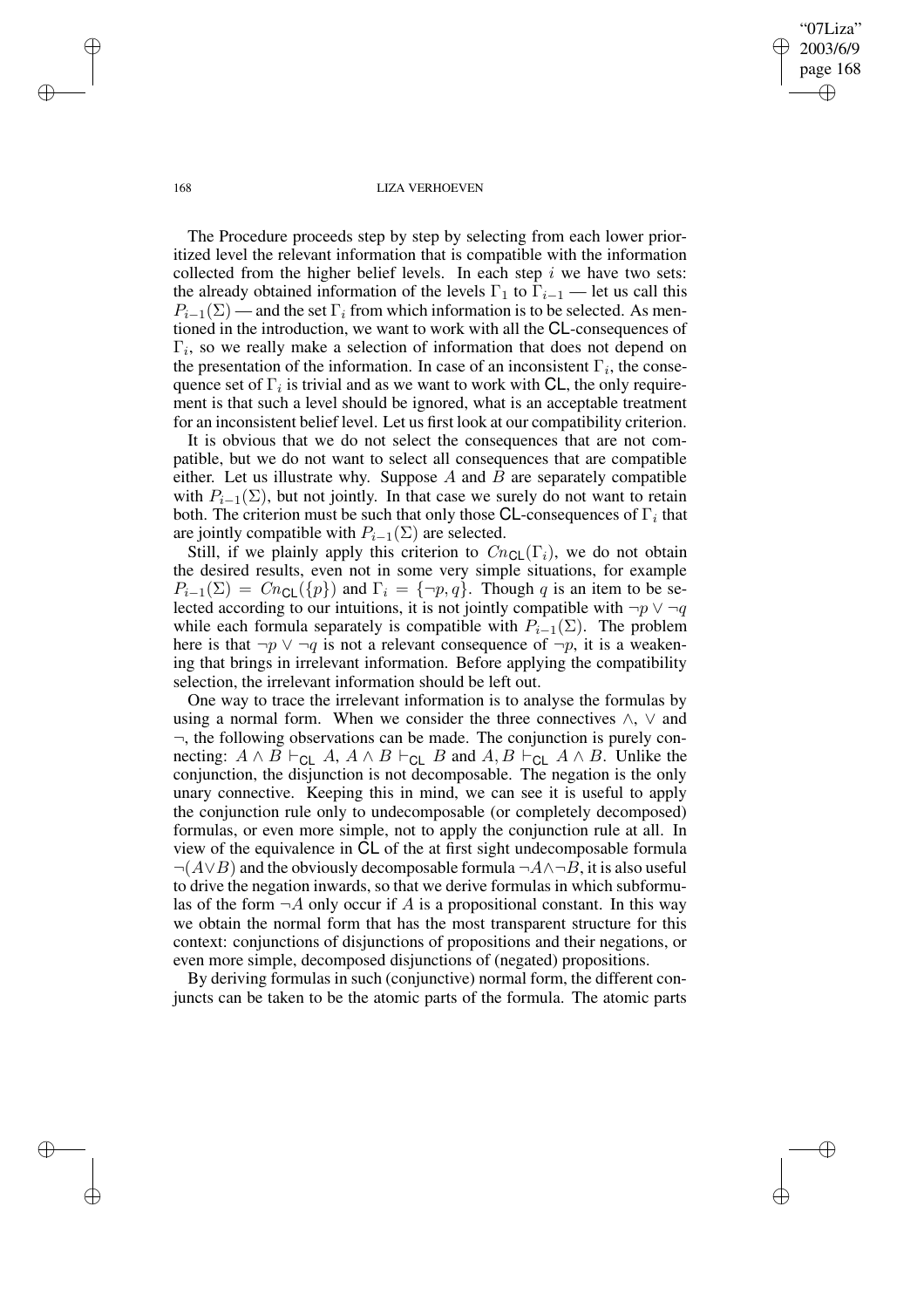The Procedure proceeds step by step by selecting from each lower prioritized level the relevant information that is compatible with the information collected from the higher belief levels. In each step $i$ we have two sets: the already obtained information of the levels $\Gamma_1$ to $\Gamma_{i-1}$ — let us call this $P_{i-1}(\Sigma)$ — and the set $\Gamma_i$ from which information is to be selected. As mentioned in the introduction, we want to work with all the $\mathsf{CL}$-consequences of $\Gamma_i$, so we really make a selection of information that does not depend on the presentation of the information. In case of an inconsistent $\Gamma_i$, the consequence set of $\Gamma_i$ is trivial and as we want to work with $\mathsf{CL}$, the only requirement is that such a level should be ignored, what is an acceptable treatment for an inconsistent belief level. Let us first look at our compatibility criterion.

It is obvious that we do not select the consequences that are not compatible, but we do not want to select all consequences that are compatible either. Let us illustrate why. Suppose $A$ and $B$ are separately compatible with $P_{i-1}(\Sigma)$, but not jointly. In that case we surely do not want to retain both. The criterion must be such that only those $\mathsf{CL}$-consequences of $\Gamma_i$ that are jointly compatible with $P_{i-1}(\Sigma)$ are selected.

Still, if we plainly apply this criterion to $Cn_{\mathsf{CL}}(\Gamma_i)$, we do not obtain the desired results, even not in some very simple situations, for example $P_{i-1}(\Sigma) = Cn_{\mathsf{CL}}(\{p\})$ and $\Gamma_i = \{\neg p, q\}$. Though $q$ is an item to be selected according to our intuitions, it is not jointly compatible with $\neg p \vee \neg q$ while each formula separately is compatible with $P_{i-1}(\Sigma)$. The problem here is that $\neg p \vee \neg q$ is not a relevant consequence of $\neg p$, it is a weakening that brings in irrelevant information. Before applying the compatibility selection, the irrelevant information should be left out.

One way to trace the irrelevant information is to analyse the formulas by using a normal form. When we consider the three connectives $\wedge$, $\vee$ and $\neg$, the following observations can be made. The conjunction is purely connecting: $A \wedge B \vdash_{\mathsf{CL}} A$, $A \wedge B \vdash_{\mathsf{CL}} B$ and $A, B \vdash_{\mathsf{CL}} A \wedge B$. Unlike the conjunction, the disjunction is not decomposable. The negation is the only unary connective. Keeping this in mind, we can see it is useful to apply the conjunction rule only to undecomposable (or completely decomposed) formulas, or even more simple, not to apply the conjunction rule at all. In view of the equivalence in $\mathsf{CL}$ of the at first sight undecomposable formula $\neg(A \vee B)$ and the obviously decomposable formula $\neg A \wedge \neg B$, it is also useful to drive the negation inwards, so that we derive formulas in which subformulas of the form $\neg A$ only occur if $A$ is a propositional constant. In this way we obtain the normal form that has the most transparent structure for this context: conjunctions of disjunctions of propositions and their negations, or even more simple, decomposed disjunctions of (negated) propositions.

By deriving formulas in such (conjunctive) normal form, the different conjuncts can be taken to be the atomic parts of the formula. The atomic parts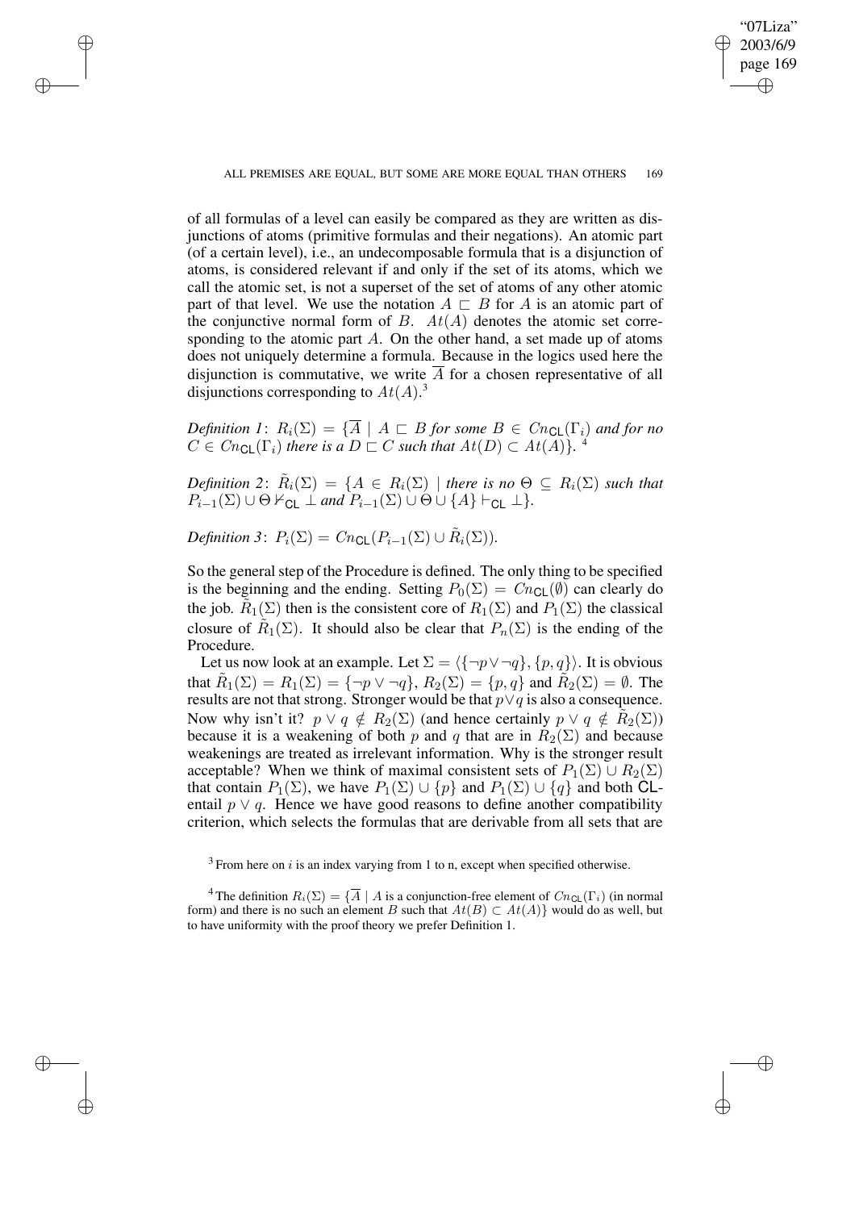of all formulas of a level can easily be compared as they are written as disjunctions of atoms (primitive formulas and their negations). An atomic part (of a certain level), i.e., an undecomposable formula that is a disjunction of atoms, is considered relevant if and only if the set of its atoms, which we call the atomic set, is not a superset of the set of atoms of any other atomic part of that level. We use the notation $A \sqsubset B$ for $A$ is an atomic part of the conjunctive normal form of $B$. $At(A)$ denotes the atomic set corresponding to the atomic part $A$. On the other hand, a set made up of atoms does not uniquely determine a formula. Because in the logics used here the disjunction is commutative, we write $\overline{A}$ for a chosen representative of all disjunctions corresponding to $At(A)$.[3]

*Definition 1*: $R_i(\Sigma) = \{\overline{A} \mid A \sqsubset B$ *for some* $B \in Cn_{\mathsf{CL}}(\Gamma_i)$ *and for no* $C \in Cn_{\mathsf{CL}}(\Gamma_i)$ *there is a* $D \sqsubset C$ *such that* $At(D) \subset At(A)\}$.[4]

*Definition 2*: $\tilde{R}_i(\Sigma) = \{A \in R_i(\Sigma) \mid$ *there is no* $\Theta \subseteq R_i(\Sigma)$ *such that* $P_{i-1}(\Sigma) \cup \Theta \nvdash_{\mathsf{CL}} \bot$ *and* $P_{i-1}(\Sigma) \cup \Theta \cup \{A\} \vdash_{\mathsf{CL}} \bot\}$.

*Definition 3*: $P_i(\Sigma) = Cn_{\mathsf{CL}}(P_{i-1}(\Sigma) \cup \tilde{R}_i(\Sigma))$.

So the general step of the Procedure is defined. The only thing to be specified is the beginning and the ending. Setting $P_0(\Sigma) = Cn_{\mathsf{CL}}(\emptyset)$ can clearly do the job. $\tilde{R}_1(\Sigma)$ then is the consistent core of $R_1(\Sigma)$ and $P_1(\Sigma)$ the classical closure of $\tilde{R}_1(\Sigma)$. It should also be clear that $P_n(\Sigma)$ is the ending of the Procedure.

Let us now look at an example. Let $\Sigma = \langle\{\neg p \vee \neg q\}, \{p, q\}\rangle$. It is obvious that $\tilde{R}_1(\Sigma) = R_1(\Sigma) = \{\neg p \vee \neg q\}$, $R_2(\Sigma) = \{p, q\}$ and $\tilde{R}_2(\Sigma) = \emptyset$. The results are not that strong. Stronger would be that $p \vee q$ is also a consequence. Now why isn't it? $p \vee q \notin R_2(\Sigma)$ (and hence certainly $p \vee q \notin \tilde{R}_2(\Sigma)$) because it is a weakening of both $p$ and $q$ that are in $R_2(\Sigma)$ and because weakenings are treated as irrelevant information. Why is the stronger result acceptable? When we think of maximal consistent sets of $P_1(\Sigma) \cup R_2(\Sigma)$ that contain $P_1(\Sigma)$, we have $P_1(\Sigma) \cup \{p\}$ and $P_1(\Sigma) \cup \{q\}$ and both $\mathsf{CL}$-entail $p \vee q$. Hence we have good reasons to define another compatibility criterion, which selects the formulas that are derivable from all sets that are

[3] From here on $i$ is an index varying from 1 to n, except when specified otherwise.

[4] The definition $R_i(\Sigma) = \{\overline{A} \mid A$ is a conjunction-free element of $Cn_{\mathsf{CL}}(\Gamma_i)$ (in normal form) and there is no such an element $B$ such that $At(B) \subset At(A)\}$ would do as well, but to have uniformity with the proof theory we prefer Definition 1.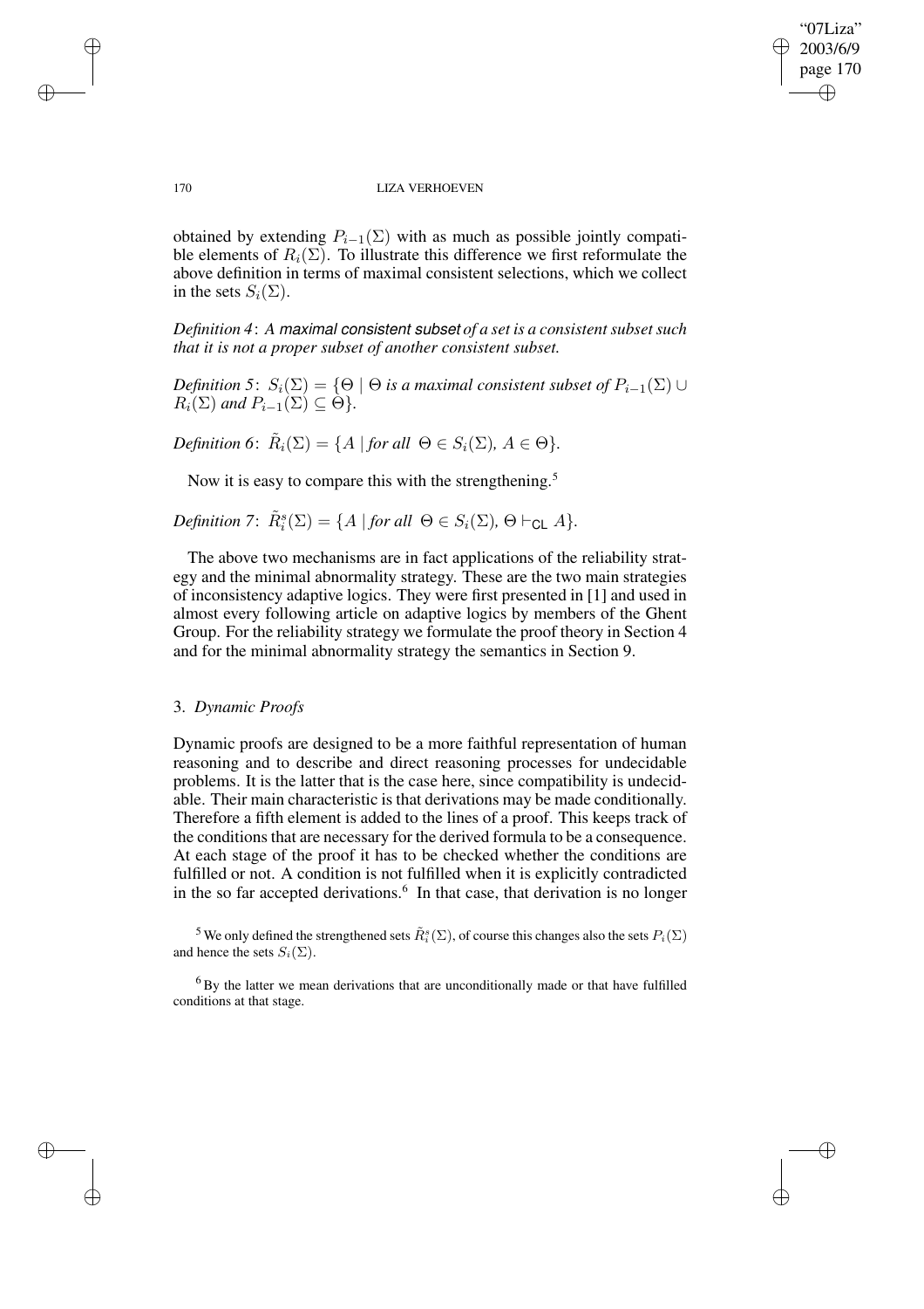obtained by extending $P_{i-1}(\Sigma)$ with as much as possible jointly compatible elements of $R_i(\Sigma)$. To illustrate this difference we first reformulate the above definition in terms of maximal consistent selections, which we collect in the sets $S_i(\Sigma)$.

*Definition 4*: *A* maximal consistent subset *of a set is a consistent subset such that it is not a proper subset of another consistent subset.*

*Definition 5*: $S_i(\Sigma) = \{\Theta \mid \Theta$ *is a maximal consistent subset of* $P_{i-1}(\Sigma) \cup R_i(\Sigma)$ *and* $P_{i-1}(\Sigma) \subseteq \Theta\}$.

*Definition 6*: $\tilde{R}_i(\Sigma) = \{A \mid$ *for all* $\Theta \in S_i(\Sigma)$, $A \in \Theta\}$.

Now it is easy to compare this with the strengthening.[5]

*Definition 7*: $\tilde{R}^s_i(\Sigma) = \{A \mid$ *for all* $\Theta \in S_i(\Sigma)$, $\Theta \vdash_{\mathsf{CL}} A\}$.

The above two mechanisms are in fact applications of the reliability strategy and the minimal abnormality strategy. These are the two main strategies of inconsistency adaptive logics. They were first presented in [1] and used in almost every following article on adaptive logics by members of the Ghent Group. For the reliability strategy we formulate the proof theory in Section 4 and for the minimal abnormality strategy the semantics in Section 9.

## 3. *Dynamic Proofs*

Dynamic proofs are designed to be a more faithful representation of human reasoning and to describe and direct reasoning processes for undecidable problems. It is the latter that is the case here, since compatibility is undecidable. Their main characteristic is that derivations may be made conditionally. Therefore a fifth element is added to the lines of a proof. This keeps track of the conditions that are necessary for the derived formula to be a consequence. At each stage of the proof it has to be checked whether the conditions are fulfilled or not. A condition is not fulfilled when it is explicitly contradicted in the so far accepted derivations.[6] In that case, that derivation is no longer

[5] We only defined the strengthened sets $\tilde{R}^s_i(\Sigma)$, of course this changes also the sets $P_i(\Sigma)$ and hence the sets $S_i(\Sigma)$.

[6] By the latter we mean derivations that are unconditionally made or that have fulfilled conditions at that stage.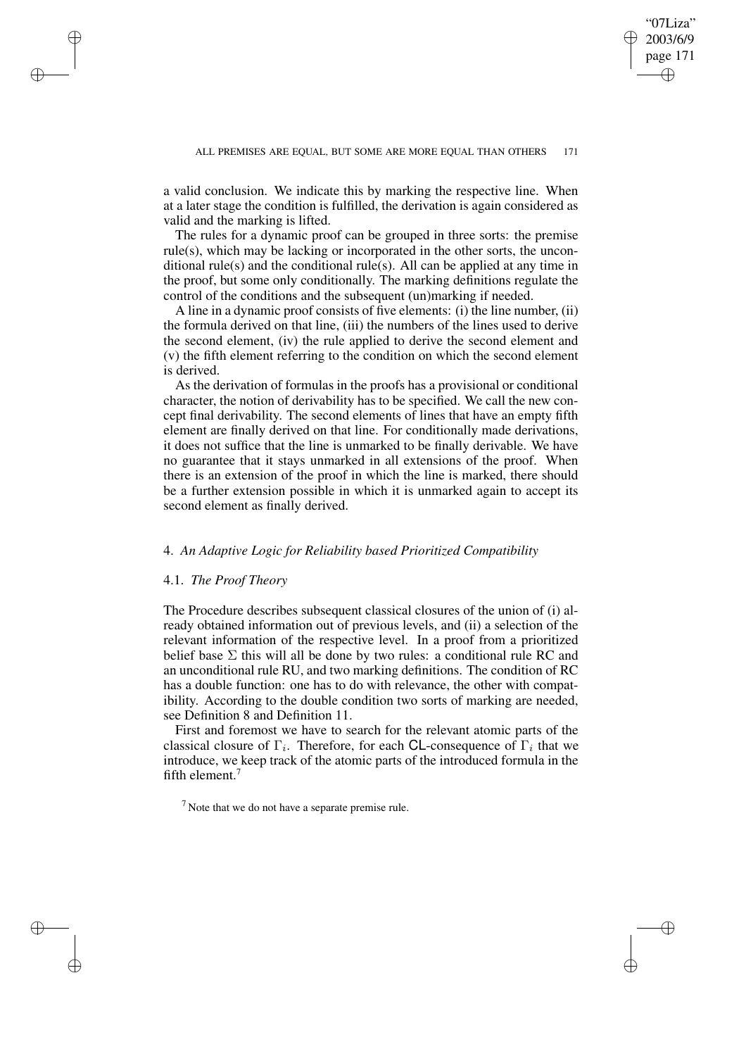a valid conclusion. We indicate this by marking the respective line. When at a later stage the condition is fulfilled, the derivation is again considered as valid and the marking is lifted.

The rules for a dynamic proof can be grouped in three sorts: the premise rule(s), which may be lacking or incorporated in the other sorts, the unconditional rule(s) and the conditional rule(s). All can be applied at any time in the proof, but some only conditionally. The marking definitions regulate the control of the conditions and the subsequent (un)marking if needed.

A line in a dynamic proof consists of five elements: (i) the line number, (ii) the formula derived on that line, (iii) the numbers of the lines used to derive the second element, (iv) the rule applied to derive the second element and (v) the fifth element referring to the condition on which the second element is derived.

As the derivation of formulas in the proofs has a provisional or conditional character, the notion of derivability has to be specified. We call the new concept final derivability. The second elements of lines that have an empty fifth element are finally derived on that line. For conditionally made derivations, it does not suffice that the line is unmarked to be finally derivable. We have no guarantee that it stays unmarked in all extensions of the proof. When there is an extension of the proof in which the line is marked, there should be a further extension possible in which it is unmarked again to accept its second element as finally derived.

## 4. *An Adaptive Logic for Reliability based Prioritized Compatibility*

### 4.1. *The Proof Theory*

The Procedure describes subsequent classical closures of the union of (i) already obtained information out of previous levels, and (ii) a selection of the relevant information of the respective level. In a proof from a prioritized belief base $\Sigma$ this will all be done by two rules: a conditional rule RC and an unconditional rule RU, and two marking definitions. The condition of RC has a double function: one has to do with relevance, the other with compatibility. According to the double condition two sorts of marking are needed, see Definition 8 and Definition 11.

First and foremost we have to search for the relevant atomic parts of the classical closure of $\Gamma_i$. Therefore, for each CL-consequence of $\Gamma_i$ that we introduce, we keep track of the atomic parts of the introduced formula in the fifth element.[7]

[7] Note that we do not have a separate premise rule.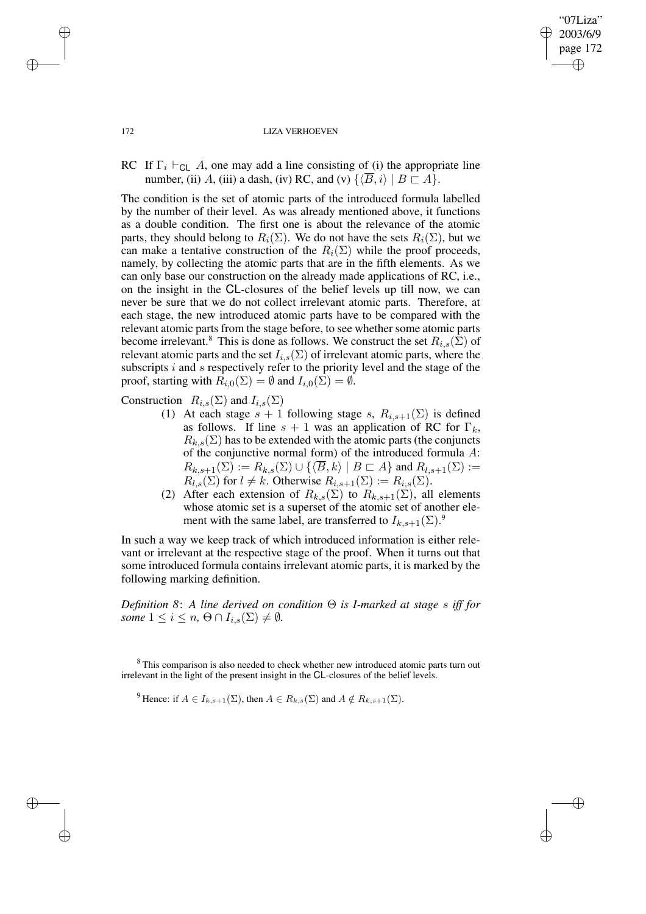RC If $\Gamma_i \vdash_{\mathsf{CL}} A$, one may add a line consisting of (i) the appropriate line number, (ii) $A$, (iii) a dash, (iv) RC, and (v) $\{\langle \overline{B}, i\rangle \mid B \sqsubset A\}$.

The condition is the set of atomic parts of the introduced formula labelled by the number of their level. As was already mentioned above, it functions as a double condition. The first one is about the relevance of the atomic parts, they should belong to $R_i(\Sigma)$. We do not have the sets $R_i(\Sigma)$, but we can make a tentative construction of the $R_i(\Sigma)$ while the proof proceeds, namely, by collecting the atomic parts that are in the fifth elements. As we can only base our construction on the already made applications of RC, i.e., on the insight in the CL-closures of the belief levels up till now, we can never be sure that we do not collect irrelevant atomic parts. Therefore, at each stage, the new introduced atomic parts have to be compared with the relevant atomic parts from the stage before, to see whether some atomic parts become irrelevant.[8] This is done as follows. We construct the set $R_{i,s}(\Sigma)$ of relevant atomic parts and the set $I_{i,s}(\Sigma)$ of irrelevant atomic parts, where the subscripts $i$ and $s$ respectively refer to the priority level and the stage of the proof, starting with $R_{i,0}(\Sigma) = \emptyset$ and $I_{i,0}(\Sigma) = \emptyset$.

Construction $R_{i,s}(\Sigma)$ and $I_{i,s}(\Sigma)$

(1) At each stage $s+1$ following stage $s$, $R_{i,s+1}(\Sigma)$ is defined as follows. If line $s+1$ was an application of RC for $\Gamma_k$, $R_{k,s}(\Sigma)$ has to be extended with the atomic parts (the conjuncts of the conjunctive normal form) of the introduced formula $A$: $R_{k,s+1}(\Sigma) := R_{k,s}(\Sigma) \cup \{\langle \overline{B}, k\rangle \mid B \sqsubset A\}$ and $R_{l,s+1}(\Sigma) := R_{l,s}(\Sigma)$ for $l \neq k$. Otherwise $R_{i,s+1}(\Sigma) := R_{i,s}(\Sigma)$.

(2) After each extension of $R_{k,s}(\Sigma)$ to $R_{k,s+1}(\Sigma)$, all elements whose atomic set is a superset of the atomic set of another element with the same label, are transferred to $I_{k,s+1}(\Sigma)$.[9]

In such a way we keep track of which introduced information is either relevant or irrelevant at the respective stage of the proof. When it turns out that some introduced formula contains irrelevant atomic parts, it is marked by the following marking definition.

*Definition 8*: *A line derived on condition $\Theta$ is I-marked at stage $s$ iff for some $1 \leq i \leq n$, $\Theta \cap I_{i,s}(\Sigma) \neq \emptyset$.*

[8] This comparison is also needed to check whether new introduced atomic parts turn out irrelevant in the light of the present insight in the CL-closures of the belief levels.

[9] Hence: if $A \in I_{k,s+1}(\Sigma)$, then $A \in R_{k,s}(\Sigma)$ and $A \notin R_{k,s+1}(\Sigma)$.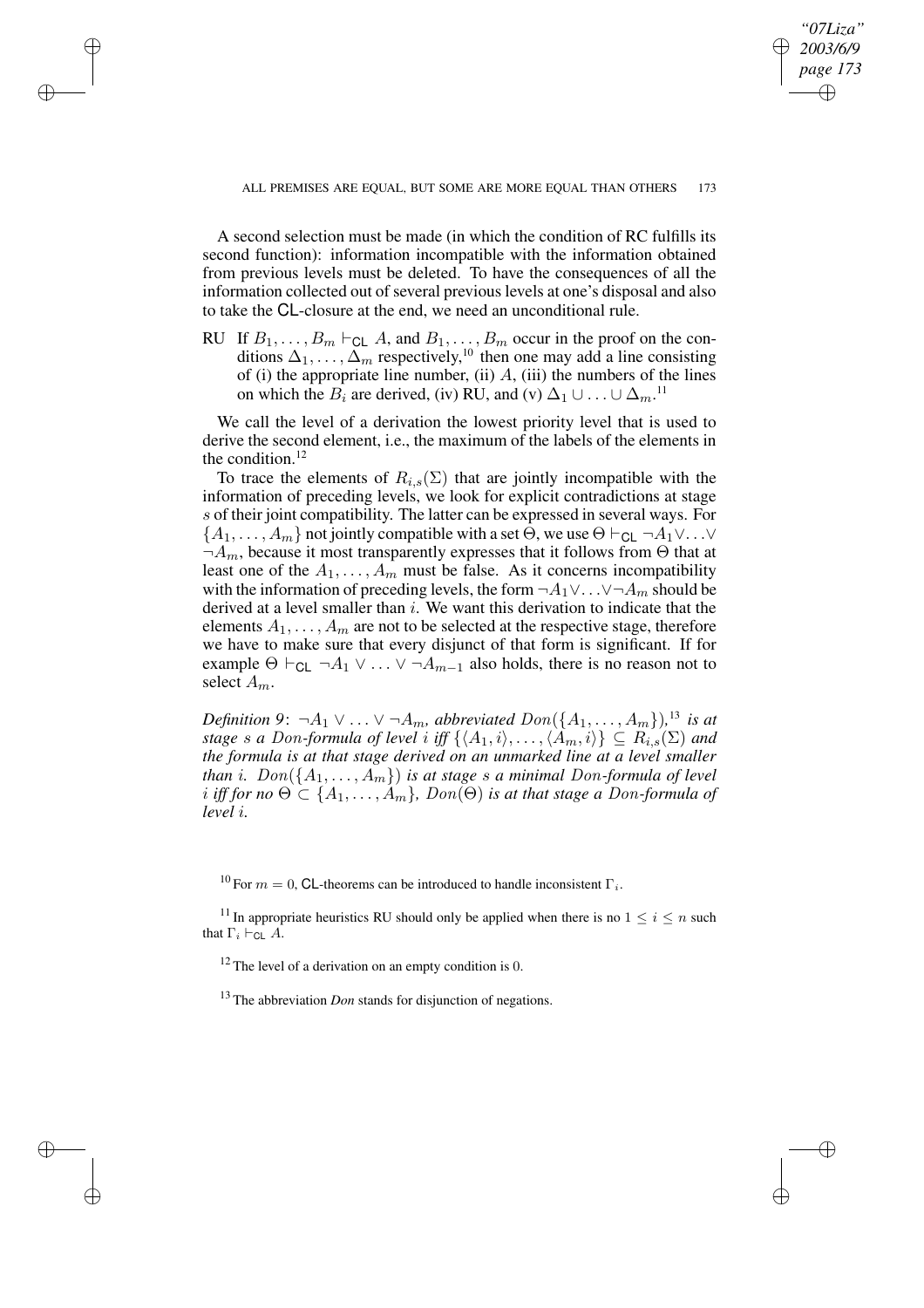A second selection must be made (in which the condition of RC fulfills its second function): information incompatible with the information obtained from previous levels must be deleted. To have the consequences of all the information collected out of several previous levels at one's disposal and also to take the CL-closure at the end, we need an unconditional rule.

RU If $B_1, \ldots, B_m \vdash_{\mathsf{CL}} A$, and $B_1, \ldots, B_m$ occur in the proof on the conditions $\Delta_1, \ldots, \Delta_m$ respectively,[10] then one may add a line consisting of (i) the appropriate line number, (ii) $A$, (iii) the numbers of the lines on which the $B_i$ are derived, (iv) RU, and (v) $\Delta_1 \cup \ldots \cup \Delta_m$.[11]

We call the level of a derivation the lowest priority level that is used to derive the second element, i.e., the maximum of the labels of the elements in the condition.[12]

To trace the elements of $R_{i,s}(\Sigma)$ that are jointly incompatible with the information of preceding levels, we look for explicit contradictions at stage $s$ of their joint compatibility. The latter can be expressed in several ways. For $\{A_1, \ldots, A_m\}$ not jointly compatible with a set $\Theta$, we use $\Theta \vdash_{\mathsf{CL}} \neg A_1 \vee \ldots \vee \neg A_m$, because it most transparently expresses that it follows from $\Theta$ that at least one of the $A_1, \ldots, A_m$ must be false. As it concerns incompatibility with the information of preceding levels, the form $\neg A_1 \vee \ldots \vee \neg A_m$ should be derived at a level smaller than $i$. We want this derivation to indicate that the elements $A_1, \ldots, A_m$ are not to be selected at the respective stage, therefore we have to make sure that every disjunct of that form is significant. If for example $\Theta \vdash_{\mathsf{CL}} \neg A_1 \vee \ldots \vee \neg A_{m-1}$ also holds, there is no reason not to select $A_m$.

*Definition 9*: $\neg A_1 \vee \ldots \vee \neg A_m$*, abbreviated* $Don(\{A_1, \ldots, A_m\})$*,*[13] *is at stage* $s$ *a* $Don$*-formula of level* $i$ *iff* $\{\langle A_1, i\rangle, \ldots, \langle A_m, i\rangle\} \subseteq R_{i,s}(\Sigma)$ *and the formula is at that stage derived on an unmarked line at a level smaller than* $i$*.* $Don(\{A_1, \ldots, A_m\})$ *is at stage* $s$ *a minimal* $Don$*-formula of level* $i$ *iff for no* $\Theta \subset \{A_1, \ldots, A_m\}$*,* $Don(\Theta)$ *is at that stage a* $Don$*-formula of level* $i$*.*

[10] For $m = 0$, CL-theorems can be introduced to handle inconsistent $\Gamma_i$.

[11] In appropriate heuristics RU should only be applied when there is no $1 \leq i \leq n$ such that $\Gamma_i \vdash_{\mathsf{CL}} A$.

[12] The level of a derivation on an empty condition is 0.

[13] The abbreviation *Don* stands for disjunction of negations.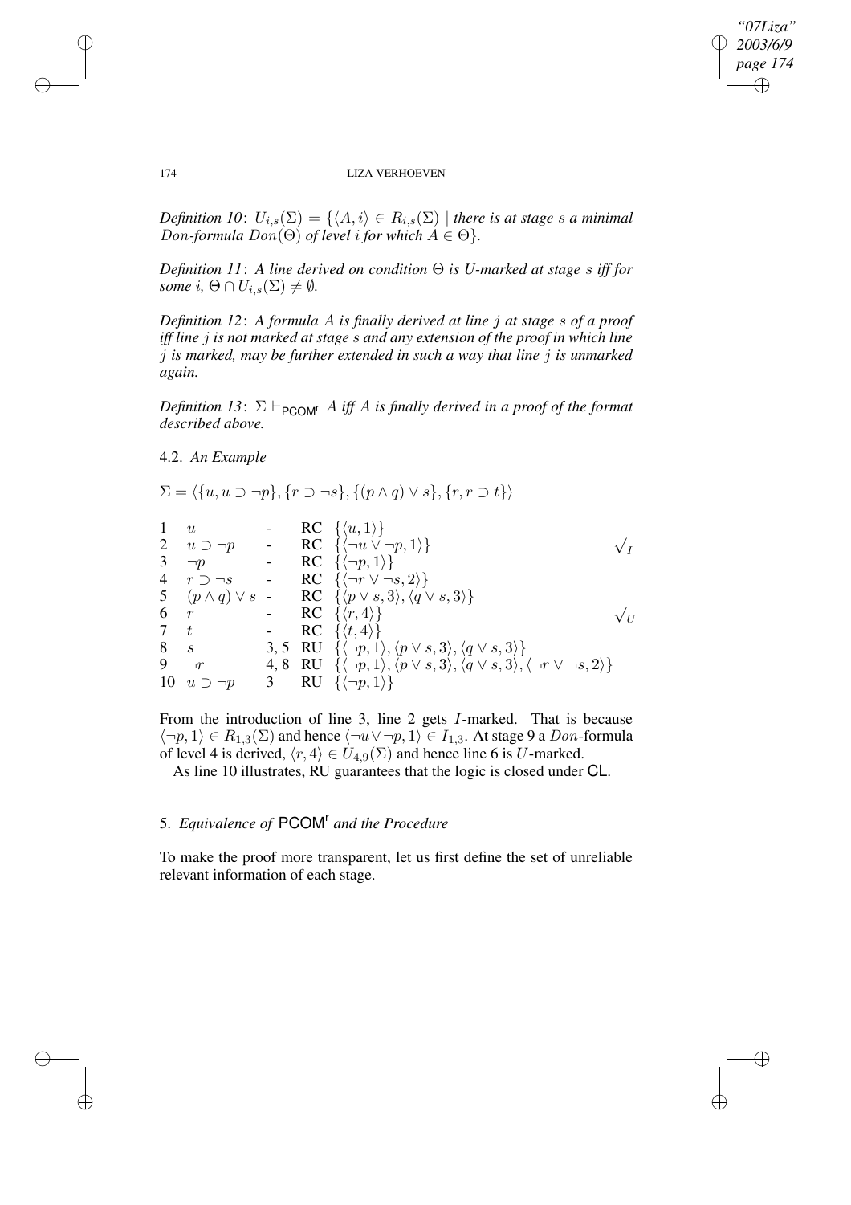*Definition 10*: $U_{i,s}(\Sigma) = \{\langle A, i\rangle \in R_{i,s}(\Sigma) \mid$ *there is at stage* $s$ *a minimal* $Don$*-formula* $Don(\Theta)$ *of level* $i$ *for which* $A \in \Theta\}$.

*Definition 11*: *A line derived on condition* $\Theta$ *is U-marked at stage* $s$ *iff for some* $i$, $\Theta \cap U_{i,s}(\Sigma) \neq \emptyset$.

*Definition 12*: *A formula* $A$ *is finally derived at line* $j$ *at stage* $s$ *of a proof iff line* $j$ *is not marked at stage* $s$ *and any extension of the proof in which line* $j$ *is marked, may be further extended in such a way that line* $j$ *is unmarked again.*

*Definition 13*: $\Sigma \vdash_{\mathsf{PCOM}^r} A$ *iff* $A$ *is finally derived in a proof of the format described above.*

### 4.2. *An Example*

$\Sigma = \langle \{u, u \supset \neg p\}, \{r \supset \neg s\}, \{(p \wedge q) \vee s\}, \{r, r \supset t\}\rangle$

| | | | | | |
|---|---|---|---|---|---|
| 1 | $u$ | - | RC | $\{\langle u, 1\rangle\}$ | |
| 2 | $u \supset \neg p$ | - | RC | $\{\langle \neg u \vee \neg p, 1\rangle\}$ | $\surd_I$ |
| 3 | $\neg p$ | - | RC | $\{\langle \neg p, 1\rangle\}$ | |
| 4 | $r \supset \neg s$ | - | RC | $\{\langle \neg r \vee \neg s, 2\rangle\}$ | |
| 5 | $(p \wedge q) \vee s$ | - | RC | $\{\langle p \vee s, 3\rangle, \langle q \vee s, 3\rangle\}$ | |
| 6 | $r$ | - | RC | $\{\langle r, 4\rangle\}$ | $\surd_U$ |
| 7 | $t$ | - | RC | $\{\langle t, 4\rangle\}$ | |
| 8 | $s$ | 3, 5 | RU | $\{\langle \neg p, 1\rangle, \langle p \vee s, 3\rangle, \langle q \vee s, 3\rangle\}$ | |
| 9 | $\neg r$ | 4, 8 | RU | $\{\langle \neg p, 1\rangle, \langle p \vee s, 3\rangle, \langle q \vee s, 3\rangle, \langle \neg r \vee \neg s, 2\rangle\}$ | |
| 10 | $u \supset \neg p$ | 3 | RU | $\{\langle \neg p, 1\rangle\}$ | |

From the introduction of line 3, line 2 gets $I$-marked. That is because $\langle \neg p, 1\rangle \in R_{1,3}(\Sigma)$ and hence $\langle \neg u \vee \neg p, 1\rangle \in I_{1,3}$. At stage 9 a $Don$-formula of level 4 is derived, $\langle r, 4\rangle \in U_{4,9}(\Sigma)$ and hence line 6 is $U$-marked.

As line 10 illustrates, RU guarantees that the logic is closed under CL.

## 5. *Equivalence of* $\mathsf{PCOM}^r$ *and the Procedure*

To make the proof more transparent, let us first define the set of unreliable relevant information of each stage.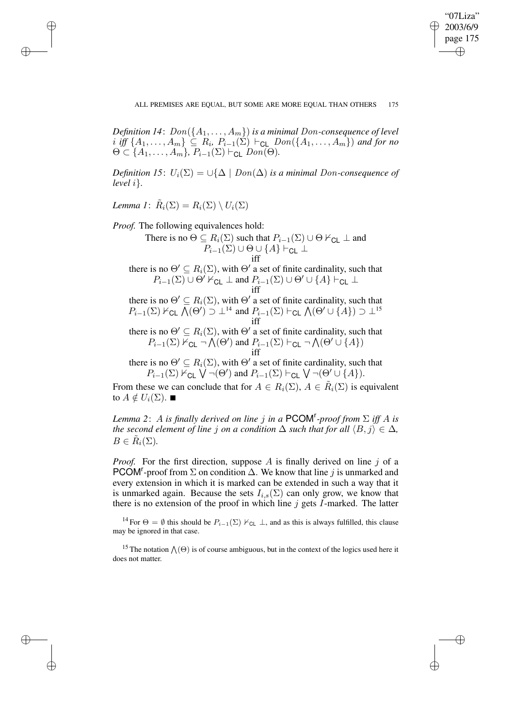*Definition 14*: $Don(\{A_1, \ldots, A_m\})$ *is a minimal* $Don$*-consequence of level* $i$ *iff* $\{A_1, \ldots, A_m\} \subseteq R_i$, $P_{i-1}(\Sigma) \vdash_{\mathsf{CL}} Don(\{A_1, \ldots, A_m\})$ *and for no* $\Theta \subset \{A_1, \ldots, A_m\}$, $P_{i-1}(\Sigma) \vdash_{\mathsf{CL}} Don(\Theta)$.

*Definition 15*: $U_i(\Sigma) = \cup\{\Delta \mid Don(\Delta)$ *is a minimal* $Don$*-consequence of level* $i\}$.

*Lemma 1*: $\tilde{R}_i(\Sigma) = R_i(\Sigma) \setminus U_i(\Sigma)$

*Proof.* The following equivalences hold:

There is no $\Theta \subseteq R_i(\Sigma)$ such that $P_{i-1}(\Sigma) \cup \Theta \nvdash_{\mathsf{CL}} \bot$ and $P_{i-1}(\Sigma) \cup \Theta \cup \{A\} \vdash_{\mathsf{CL}} \bot$

iff

there is no $\Theta' \subseteq R_i(\Sigma)$, with $\Theta'$ a set of finite cardinality, such that $P_{i-1}(\Sigma) \cup \Theta' \nvdash_{\mathsf{CL}} \bot$ and $P_{i-1}(\Sigma) \cup \Theta' \cup \{A\} \vdash_{\mathsf{CL}} \bot$

iff

there is no $\Theta' \subseteq R_i(\Sigma)$, with $\Theta'$ a set of finite cardinality, such that $P_{i-1}(\Sigma) \nvdash_{\mathsf{CL}} \bigwedge(\Theta') \supset \bot$[14] and $P_{i-1}(\Sigma) \vdash_{\mathsf{CL}} \bigwedge(\Theta' \cup \{A\}) \supset \bot$[15]

iff

there is no $\Theta' \subseteq R_i(\Sigma)$, with $\Theta'$ a set of finite cardinality, such that $P_{i-1}(\Sigma) \nvdash_{\mathsf{CL}} \neg \bigwedge(\Theta')$ and $P_{i-1}(\Sigma) \vdash_{\mathsf{CL}} \neg \bigwedge(\Theta' \cup \{A\})$

iff

there is no $\Theta' \subseteq R_i(\Sigma)$, with $\Theta'$ a set of finite cardinality, such that $P_{i-1}(\Sigma) \nvdash_{\mathsf{CL}} \bigvee \neg(\Theta')$ and $P_{i-1}(\Sigma) \vdash_{\mathsf{CL}} \bigvee \neg(\Theta' \cup \{A\})$.

From these we can conclude that for $A \in R_i(\Sigma)$, $A \in \tilde{R}_i(\Sigma)$ is equivalent to $A \notin U_i(\Sigma)$. ■

*Lemma 2*: $A$ *is finally derived on line* $j$ *in a* $\mathsf{PCOM}^{\mathsf{r}}$*-proof from* $\Sigma$ *iff* $A$ *is the second element of line* $j$ *on a condition* $\Delta$ *such that for all* $\langle B, j \rangle \in \Delta$, $B \in \tilde{R}_i(\Sigma)$.

*Proof.* For the first direction, suppose $A$ is finally derived on line $j$ of a $\mathsf{PCOM}^{\mathsf{r}}$-proof from $\Sigma$ on condition $\Delta$. We know that line $j$ is unmarked and every extension in which it is marked can be extended in such a way that it is unmarked again. Because the sets $I_{i,s}(\Sigma)$ can only grow, we know that there is no extension of the proof in which line $j$ gets $I$-marked. The latter

[14] For $\Theta = \emptyset$ this should be $P_{i-1}(\Sigma) \nvdash_{\mathsf{CL}} \bot$, and as this is always fulfilled, this clause may be ignored in that case.

[15] The notation $\bigwedge(\Theta)$ is of course ambiguous, but in the context of the logics used here it does not matter.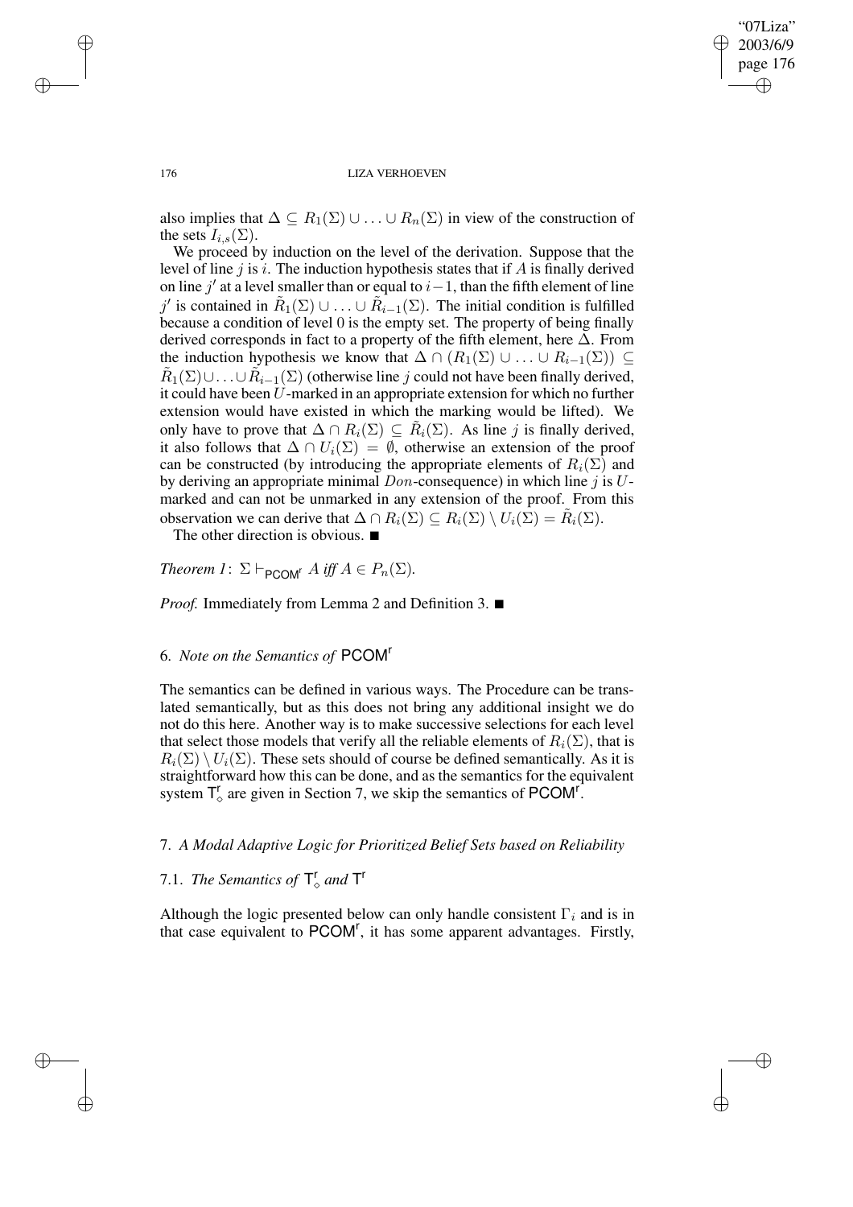also implies that $\Delta \subseteq R_1(\Sigma) \cup \ldots \cup R_n(\Sigma)$ in view of the construction of the sets $I_{i,s}(\Sigma)$.

We proceed by induction on the level of the derivation. Suppose that the level of line $j$ is $i$. The induction hypothesis states that if $A$ is finally derived on line $j'$ at a level smaller than or equal to $i-1$, than the fifth element of line $j'$ is contained in $\tilde{R}_1(\Sigma) \cup \ldots \cup \tilde{R}_{i-1}(\Sigma)$. The initial condition is fulfilled because a condition of level 0 is the empty set. The property of being finally derived corresponds in fact to a property of the fifth element, here $\Delta$. From the induction hypothesis we know that $\Delta \cap (R_1(\Sigma) \cup \ldots \cup R_{i-1}(\Sigma)) \subseteq \tilde{R}_1(\Sigma) \cup \ldots \cup \tilde{R}_{i-1}(\Sigma)$ (otherwise line $j$ could not have been finally derived, it could have been $U$-marked in an appropriate extension for which no further extension would have existed in which the marking would be lifted). We only have to prove that $\Delta \cap R_i(\Sigma) \subseteq \tilde{R}_i(\Sigma)$. As line $j$ is finally derived, it also follows that $\Delta \cap U_i(\Sigma) = \emptyset$, otherwise an extension of the proof can be constructed (by introducing the appropriate elements of $R_i(\Sigma)$ and by deriving an appropriate minimal $Don$-consequence) in which line $j$ is $U$-marked and can not be unmarked in any extension of the proof. From this observation we can derive that $\Delta \cap R_i(\Sigma) \subseteq R_i(\Sigma) \setminus U_i(\Sigma) = \tilde{R}_i(\Sigma)$.

The other direction is obvious. ■

*Theorem 1*: $\Sigma \vdash_{\mathsf{PCOM}^r} A$ *iff* $A \in P_n(\Sigma)$.

*Proof.* Immediately from Lemma 2 and Definition 3. ■

## 6. *Note on the Semantics of* $\mathsf{PCOM}^r$

The semantics can be defined in various ways. The Procedure can be translated semantically, but as this does not bring any additional insight we do not do this here. Another way is to make successive selections for each level that select those models that verify all the reliable elements of $R_i(\Sigma)$, that is $R_i(\Sigma) \setminus U_i(\Sigma)$. These sets should of course be defined semantically. As it is straightforward how this can be done, and as the semantics for the equivalent system $\mathsf{T}^r_\diamond$ are given in Section 7, we skip the semantics of $\mathsf{PCOM}^r$.

## 7. *A Modal Adaptive Logic for Prioritized Belief Sets based on Reliability*

### 7.1. *The Semantics of* $\mathsf{T}^r_\diamond$ *and* $\mathsf{T}^r$

Although the logic presented below can only handle consistent $\Gamma_i$ and is in that case equivalent to $\mathsf{PCOM}^r$, it has some apparent advantages. Firstly,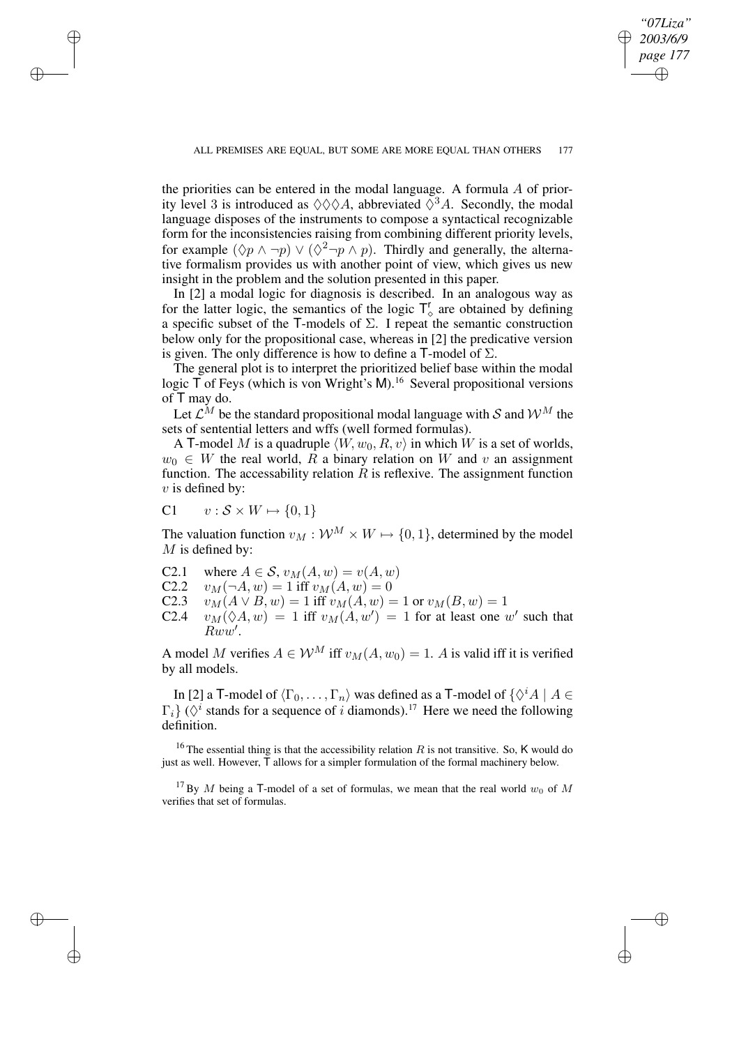the priorities can be entered in the modal language. A formula $A$ of priority level 3 is introduced as $\Diamond\Diamond\Diamond A$, abbreviated $\Diamond^3 A$. Secondly, the modal language disposes of the instruments to compose a syntactical recognizable form for the inconsistencies raising from combining different priority levels, for example $(\Diamond p \wedge \neg p) \vee (\Diamond^2 \neg p \wedge p)$. Thirdly and generally, the alternative formalism provides us with another point of view, which gives us new insight in the problem and the solution presented in this paper.

In [2] a modal logic for diagnosis is described. In an analogous way as for the latter logic, the semantics of the logic $\mathsf{T}^{\mathsf{r}}_{\Diamond}$ are obtained by defining a specific subset of the $\mathsf{T}$-models of $\Sigma$. I repeat the semantic construction below only for the propositional case, whereas in [2] the predicative version is given. The only difference is how to define a $\mathsf{T}$-model of $\Sigma$.

The general plot is to interpret the prioritized belief base within the modal logic $\mathsf{T}$ of Feys (which is von Wright's $\mathsf{M}$).[16] Several propositional versions of $\mathsf{T}$ may do.

Let $\mathcal{L}^M$ be the standard propositional modal language with $\mathcal{S}$ and $\mathcal{W}^M$ the sets of sentential letters and wffs (well formed formulas).

A $\mathsf{T}$-model $M$ is a quadruple $\langle W, w_0, R, v\rangle$ in which $W$ is a set of worlds, $w_0 \in W$ the real world, $R$ a binary relation on $W$ and $v$ an assignment function. The accessability relation $R$ is reflexive. The assignment function $v$ is defined by:

C1 $\quad v : \mathcal{S} \times W \mapsto \{0, 1\}$

The valuation function $v_M : \mathcal{W}^M \times W \mapsto \{0, 1\}$, determined by the model $M$ is defined by:

C2.1 $\quad$ where $A \in \mathcal{S}$, $v_M(A, w) = v(A, w)$

C2.2 $\quad v_M(\neg A, w) = 1$ iff $v_M(A, w) = 0$

C2.3 $\quad v_M(A \vee B, w) = 1$ iff $v_M(A, w) = 1$ or $v_M(B, w) = 1$

C2.4 $\quad v_M(\Diamond A, w) = 1$ iff $v_M(A, w') = 1$ for at least one $w'$ such that $Rww'$.

A model $M$ verifies $A \in \mathcal{W}^M$ iff $v_M(A, w_0) = 1$. $A$ is valid iff it is verified by all models.

In [2] a $\mathsf{T}$-model of $\langle\Gamma_0, \ldots, \Gamma_n\rangle$ was defined as a $\mathsf{T}$-model of $\{\Diamond^i A \mid A \in \Gamma_i\}$ ($\Diamond^i$ stands for a sequence of $i$ diamonds).[17] Here we need the following definition.

[16] The essential thing is that the accessibility relation $R$ is not transitive. So, $\mathsf{K}$ would do just as well. However, $\mathsf{T}$ allows for a simpler formulation of the formal machinery below.

[17] By $M$ being a $\mathsf{T}$-model of a set of formulas, we mean that the real world $w_0$ of $M$ verifies that set of formulas.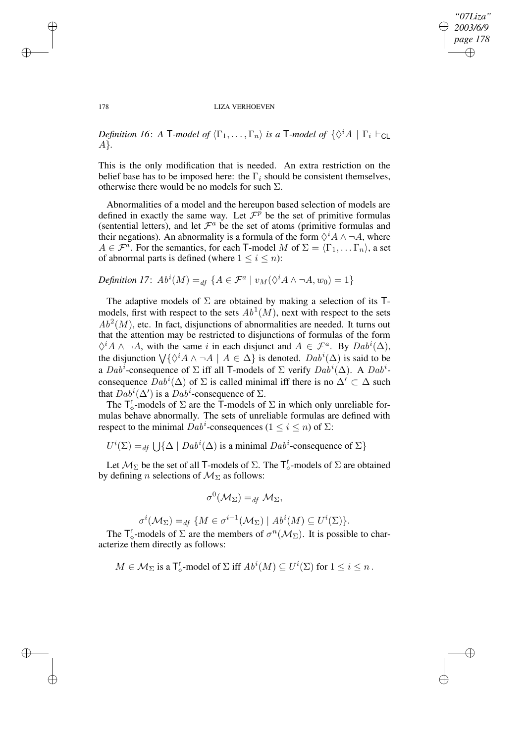*Definition 16*: *A* $\mathsf{T}$*-model of* $\langle \Gamma_1, \ldots, \Gamma_n \rangle$ *is a* $\mathsf{T}$*-model of* $\{\Diamond^i A \mid \Gamma_i \vdash_{\mathsf{CL}} A\}$.

This is the only modification that is needed. An extra restriction on the belief base has to be imposed here: the $\Gamma_i$ should be consistent themselves, otherwise there would be no models for such $\Sigma$.

Abnormalities of a model and the hereupon based selection of models are defined in exactly the same way. Let $\mathcal{F}^p$ be the set of primitive formulas (sentential letters), and let $\mathcal{F}^a$ be the set of atoms (primitive formulas and their negations). An abnormality is a formula of the form $\Diamond^i A \wedge \neg A$, where $A \in \mathcal{F}^a$. For the semantics, for each $\mathsf{T}$-model $M$ of $\Sigma = \langle \Gamma_1, \ldots \Gamma_n \rangle$, a set of abnormal parts is defined (where $1 \leq i \leq n$):

*Definition 17*: $Ab^i(M) =_{df} \{A \in \mathcal{F}^a \mid v_M(\Diamond^i A \wedge \neg A, w_0) = 1\}$

The adaptive models of $\Sigma$ are obtained by making a selection of its $\mathsf{T}$-models, first with respect to the sets $Ab^1(M)$, next with respect to the sets $Ab^2(M)$, etc. In fact, disjunctions of abnormalities are needed. It turns out that the attention may be restricted to disjunctions of formulas of the form $\Diamond^i A \wedge \neg A$, with the same $i$ in each disjunct and $A \in \mathcal{F}^a$. By $Dab^i(\Delta)$, the disjunction $\bigvee\{\Diamond^i A \wedge \neg A \mid A \in \Delta\}$ is denoted. $Dab^i(\Delta)$ is said to be a $Dab^i$-consequence of $\Sigma$ iff all $\mathsf{T}$-models of $\Sigma$ verify $Dab^i(\Delta)$. A $Dab^i$-consequence $Dab^i(\Delta)$ of $\Sigma$ is called minimal iff there is no $\Delta' \subset \Delta$ such that $Dab^i(\Delta')$ is a $Dab^i$-consequence of $\Sigma$.

The $\mathsf{T}^{\mathsf{r}}_{\Diamond}$-models of $\Sigma$ are the $\mathsf{T}$-models of $\Sigma$ in which only unreliable formulas behave abnormally. The sets of unreliable formulas are defined with respect to the minimal $Dab^i$-consequences ($1 \leq i \leq n$) of $\Sigma$:

$$U^i(\Sigma) =_{df} \bigcup\{\Delta \mid Dab^i(\Delta) \text{ is a minimal } Dab^i\text{-consequence of } \Sigma\}$$

Let $\mathcal{M}_\Sigma$ be the set of all $\mathsf{T}$-models of $\Sigma$. The $\mathsf{T}^{\mathsf{r}}_{\Diamond}$-models of $\Sigma$ are obtained by defining $n$ selections of $\mathcal{M}_\Sigma$ as follows:

$$\sigma^0(\mathcal{M}_\Sigma) =_{df} \mathcal{M}_\Sigma,$$

$$\sigma^i(\mathcal{M}_\Sigma) =_{df} \{M \in \sigma^{i-1}(\mathcal{M}_\Sigma) \mid Ab^i(M) \subseteq U^i(\Sigma)\}.$$

The $\mathsf{T}^{\mathsf{r}}_{\Diamond}$-models of $\Sigma$ are the members of $\sigma^n(\mathcal{M}_\Sigma)$. It is possible to characterize them directly as follows:

$$M \in \mathcal{M}_\Sigma \text{ is a } \mathsf{T}^{\mathsf{r}}_{\Diamond}\text{-model of } \Sigma \text{ iff } Ab^i(M) \subseteq U^i(\Sigma) \text{ for } 1 \leq i \leq n\,.$$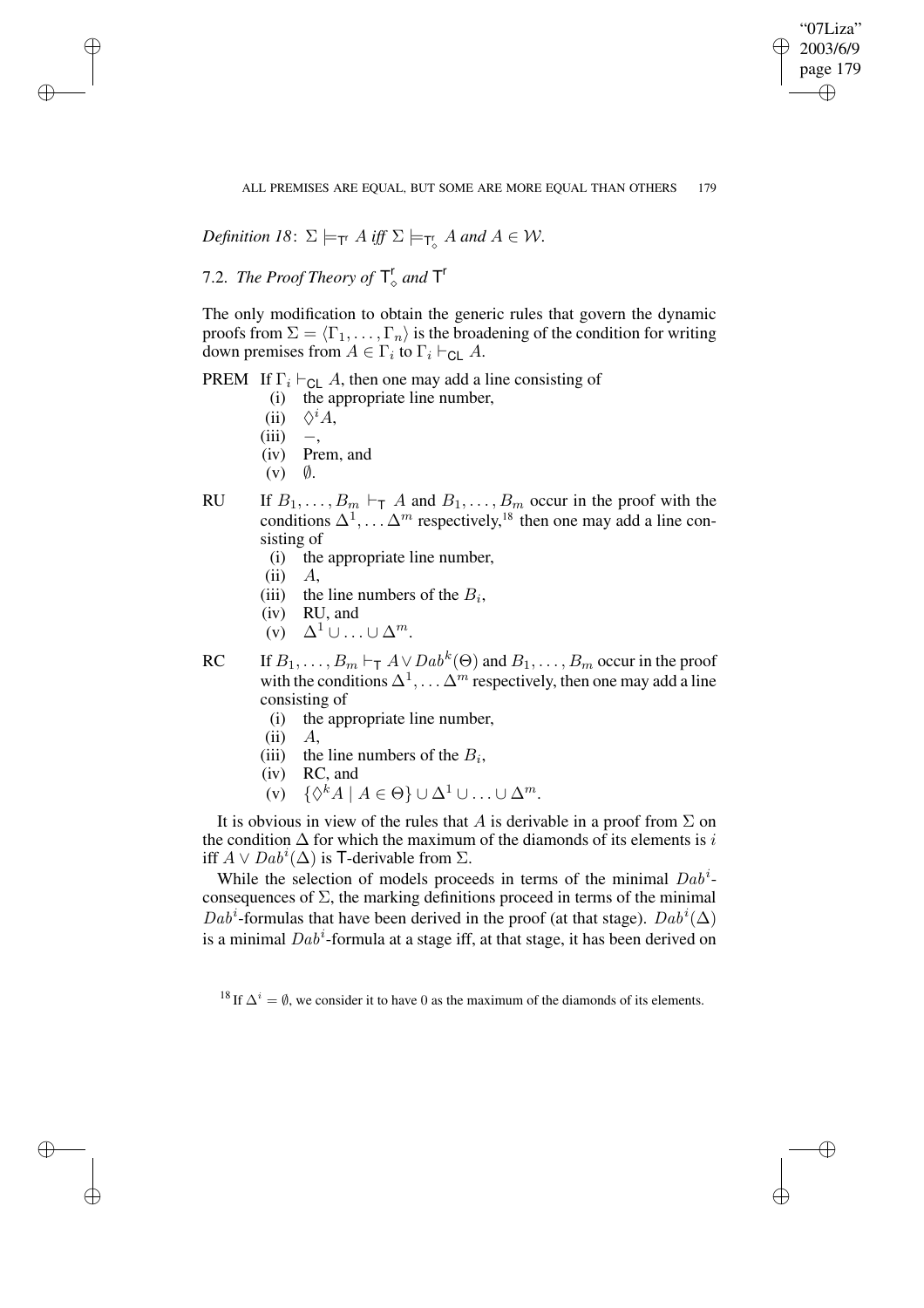*Definition 18*: $\Sigma \models_{\mathsf{T}^r} A$ *iff* $\Sigma \models_{\mathsf{T}^r_\diamond} A$ *and* $A \in \mathcal{W}$.

### 7.2. *The Proof Theory of* $\mathsf{T}^r_\diamond$ *and* $\mathsf{T}^r$

The only modification to obtain the generic rules that govern the dynamic proofs from $\Sigma = \langle \Gamma_1, \ldots, \Gamma_n \rangle$ is the broadening of the condition for writing down premises from $A \in \Gamma_i$ to $\Gamma_i \vdash_{\mathsf{CL}} A$.

PREM If $\Gamma_i \vdash_{\mathsf{CL}} A$, then one may add a line consisting of

- (i) the appropriate line number,
- (ii) $\diamond^i A$,
- (iii) $-$,
- (iv) Prem, and
- (v) $\emptyset$.

RU If $B_1, \ldots, B_m \vdash_{\mathsf{T}} A$ and $B_1, \ldots, B_m$ occur in the proof with the conditions $\Delta^1, \ldots \Delta^m$ respectively,[18] then one may add a line consisting of

- (i) the appropriate line number,
- (ii) $A$,
- (iii) the line numbers of the $B_i$,
- (iv) RU, and
- (v) $\Delta^1 \cup \ldots \cup \Delta^m$.

RC If $B_1, \ldots, B_m \vdash_{\mathsf{T}} A \vee Dab^k(\Theta)$ and $B_1, \ldots, B_m$ occur in the proof with the conditions $\Delta^1, \ldots \Delta^m$ respectively, then one may add a line consisting of

- (i) the appropriate line number,
- (ii) $A$,
- (iii) the line numbers of the $B_i$,
- (iv) RC, and
- (v) $\{\diamond^k A \mid A \in \Theta\} \cup \Delta^1 \cup \ldots \cup \Delta^m$.

It is obvious in view of the rules that $A$ is derivable in a proof from $\Sigma$ on the condition $\Delta$ for which the maximum of the diamonds of its elements is $i$ iff $A \vee Dab^i(\Delta)$ is $\mathsf{T}$-derivable from $\Sigma$.

While the selection of models proceeds in terms of the minimal $Dab^i$-consequences of $\Sigma$, the marking definitions proceed in terms of the minimal $Dab^i$-formulas that have been derived in the proof (at that stage). $Dab^i(\Delta)$ is a minimal $Dab^i$-formula at a stage iff, at that stage, it has been derived on

[18] If $\Delta^i = \emptyset$, we consider it to have 0 as the maximum of the diamonds of its elements.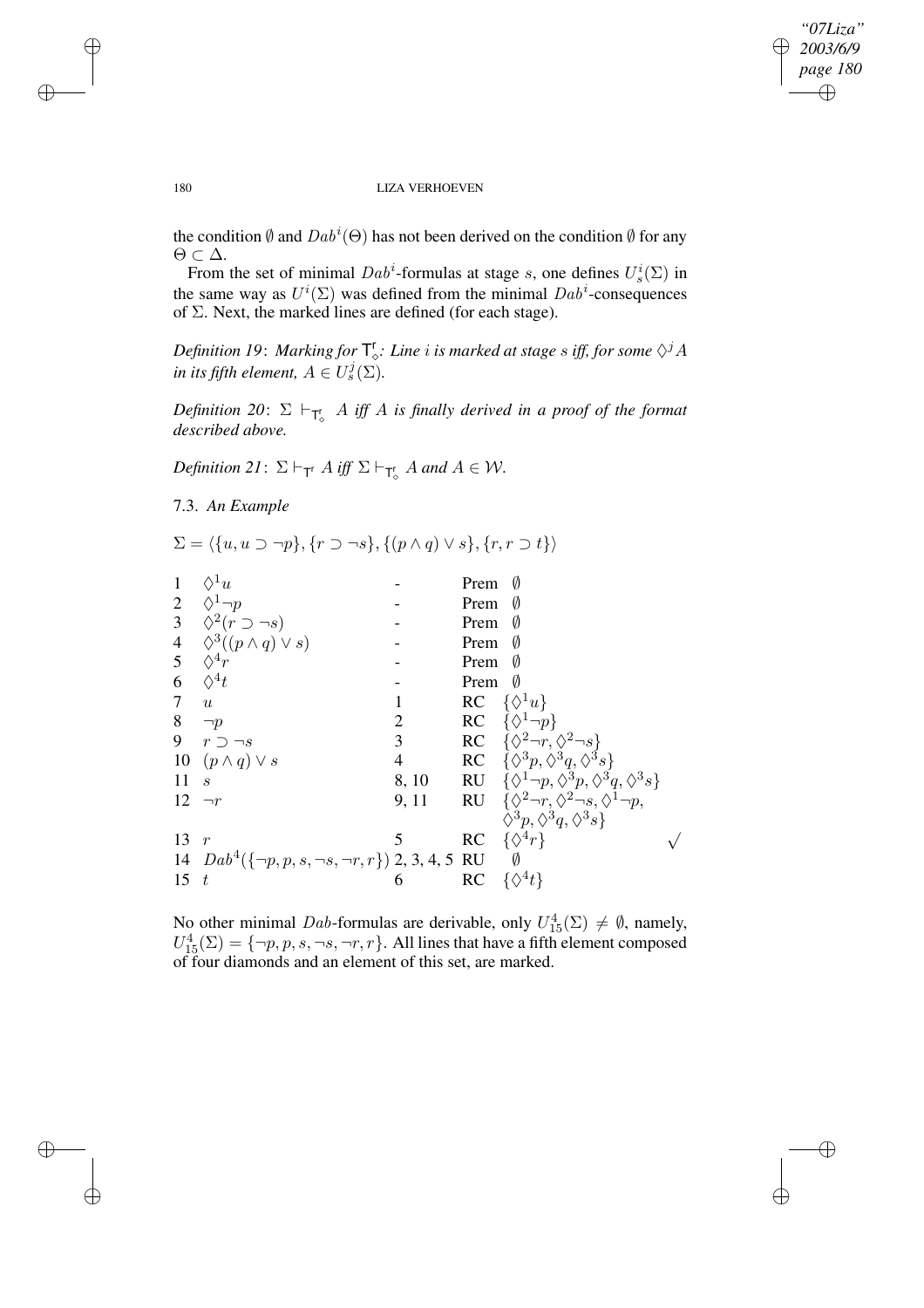the condition $\emptyset$ and $Dab^i(\Theta)$ has not been derived on the condition $\emptyset$ for any $\Theta \subset \Delta$.

From the set of minimal $Dab^i$-formulas at stage $s$, one defines $U^i_s(\Sigma)$ in the same way as $U^i(\Sigma)$ was defined from the minimal $Dab^i$-consequences of $\Sigma$. Next, the marked lines are defined (for each stage).

*Definition 19*: *Marking for* $\mathsf{T}^{\mathsf{r}}_{\diamondsuit}$: *Line* $i$ *is marked at stage* $s$ *iff, for some* $\diamondsuit^j A$ *in its fifth element,* $A \in U^j_s(\Sigma)$.

*Definition 20*: $\Sigma \vdash_{\mathsf{T}^{\mathsf{r}}_{\diamondsuit}} A$ *iff* $A$ *is finally derived in a proof of the format described above.*

*Definition 21*: $\Sigma \vdash_{\mathsf{T}^{\mathsf{r}}} A$ *iff* $\Sigma \vdash_{\mathsf{T}^{\mathsf{r}}_{\diamondsuit}} A$ *and* $A \in \mathcal{W}$.

### 7.3. *An Example*

$\Sigma = \langle \{u, u \supset \neg p\}, \{r \supset \neg s\}, \{(p \wedge q) \vee s\}, \{r, r \supset t\} \rangle$

| | | | | | |
|---|---|---|---|---|---|
| 1 | $\diamondsuit^1 u$ | - | Prem | $\emptyset$ | |
| 2 | $\diamondsuit^1 \neg p$ | - | Prem | $\emptyset$ | |
| 3 | $\diamondsuit^2 (r \supset \neg s)$ | - | Prem | $\emptyset$ | |
| 4 | $\diamondsuit^3 ((p \wedge q) \vee s)$ | - | Prem | $\emptyset$ | |
| 5 | $\diamondsuit^4 r$ | - | Prem | $\emptyset$ | |
| 6 | $\diamondsuit^4 t$ | - | Prem | $\emptyset$ | |
| 7 | $u$ | 1 | RC | $\{\diamondsuit^1 u\}$ | |
| 8 | $\neg p$ | 2 | RC | $\{\diamondsuit^1 \neg p\}$ | |
| 9 | $r \supset \neg s$ | 3 | RC | $\{\diamondsuit^2 \neg r, \diamondsuit^2 \neg s\}$ | |
| 10 | $(p \wedge q) \vee s$ | 4 | RC | $\{\diamondsuit^3 p, \diamondsuit^3 q, \diamondsuit^3 s\}$ | |
| 11 | $s$ | 8, 10 | RU | $\{\diamondsuit^1 \neg p, \diamondsuit^3 p, \diamondsuit^3 q, \diamondsuit^3 s\}$ | |
| 12 | $\neg r$ | 9, 11 | RU | $\{\diamondsuit^2 \neg r, \diamondsuit^2 \neg s, \diamondsuit^1 \neg p, \diamondsuit^3 p, \diamondsuit^3 q, \diamondsuit^3 s\}$ | |
| 13 | $r$ | 5 | RC | $\{\diamondsuit^4 r\}$ | $\surd$ |
| 14 | $Dab^4(\{\neg p, p, s, \neg s, \neg r, r\})$ | 2, 3, 4, 5 | RU | $\emptyset$ | |
| 15 | $t$ | 6 | RC | $\{\diamondsuit^4 t\}$ | |

No other minimal $Dab$-formulas are derivable, only $U^4_{15}(\Sigma) \neq \emptyset$, namely, $U^4_{15}(\Sigma) = \{\neg p, p, s, \neg s, \neg r, r\}$. All lines that have a fifth element composed of four diamonds and an element of this set, are marked.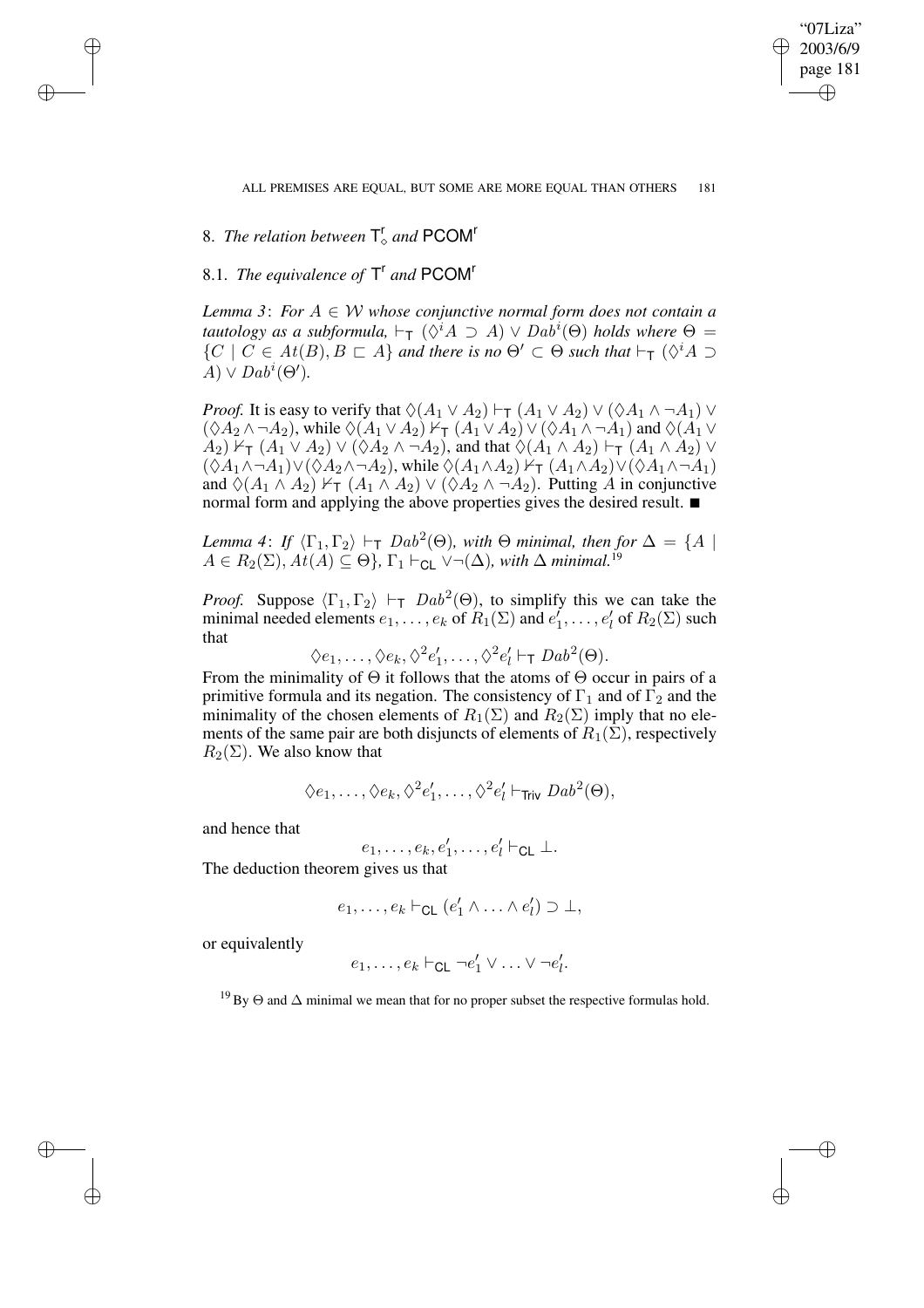## 8. *The relation between* $\mathsf{T}^{\mathsf{r}}_{\Diamond}$ *and* $\mathsf{PCOM}^{\mathsf{r}}$

### 8.1. *The equivalence of* $\mathsf{T}^{\mathsf{r}}$ *and* $\mathsf{PCOM}^{\mathsf{r}}$

*Lemma 3*: *For $A \in \mathcal{W}$ whose conjunctive normal form does not contain a tautology as a subformula, $\vdash_{\mathsf{T}} (\Diamond^i A \supset A) \vee Dab^i(\Theta)$ holds where $\Theta = \{C \mid C \in At(B), B \sqsubset A\}$ and there is no $\Theta' \subset \Theta$ such that $\vdash_{\mathsf{T}} (\Diamond^i A \supset A) \vee Dab^i(\Theta')$.*

*Proof.* It is easy to verify that $\Diamond(A_1 \vee A_2) \vdash_{\mathsf{T}} (A_1 \vee A_2) \vee (\Diamond A_1 \wedge \neg A_1) \vee (\Diamond A_2 \wedge \neg A_2)$, while $\Diamond(A_1 \vee A_2) \nvdash_{\mathsf{T}} (A_1 \vee A_2) \vee (\Diamond A_1 \wedge \neg A_1)$ and $\Diamond(A_1 \vee A_2) \nvdash_{\mathsf{T}} (A_1 \vee A_2) \vee (\Diamond A_2 \wedge \neg A_2)$, and that $\Diamond(A_1 \wedge A_2) \vdash_{\mathsf{T}} (A_1 \wedge A_2) \vee (\Diamond A_1 \wedge \neg A_1) \vee (\Diamond A_2 \wedge \neg A_2)$, while $\Diamond(A_1 \wedge A_2) \nvdash_{\mathsf{T}} (A_1 \wedge A_2) \vee (\Diamond A_1 \wedge \neg A_1)$ and $\Diamond(A_1 \wedge A_2) \nvdash_{\mathsf{T}} (A_1 \wedge A_2) \vee (\Diamond A_2 \wedge \neg A_2)$. Putting $A$ in conjunctive normal form and applying the above properties gives the desired result. ■

*Lemma 4*: *If $\langle \Gamma_1, \Gamma_2 \rangle \vdash_{\mathsf{T}} Dab^2(\Theta)$, with $\Theta$ minimal, then for $\Delta = \{A \mid A \in R_2(\Sigma), At(A) \subseteq \Theta\}$, $\Gamma_1 \vdash_{\mathsf{CL}} \vee\neg(\Delta)$, with $\Delta$ minimal.*[19]

*Proof.* Suppose $\langle \Gamma_1, \Gamma_2 \rangle \vdash_{\mathsf{T}} Dab^2(\Theta)$, to simplify this we can take the minimal needed elements $e_1, \ldots, e_k$ of $R_1(\Sigma)$ and $e'_1, \ldots, e'_l$ of $R_2(\Sigma)$ such that

$$\Diamond e_1, \ldots, \Diamond e_k, \Diamond^2 e'_1, \ldots, \Diamond^2 e'_l \vdash_{\mathsf{T}} Dab^2(\Theta).$$

From the minimality of $\Theta$ it follows that the atoms of $\Theta$ occur in pairs of a primitive formula and its negation. The consistency of $\Gamma_1$ and of $\Gamma_2$ and the minimality of the chosen elements of $R_1(\Sigma)$ and $R_2(\Sigma)$ imply that no elements of the same pair are both disjuncts of elements of $R_1(\Sigma)$, respectively $R_2(\Sigma)$. We also know that

$$\Diamond e_1, \ldots, \Diamond e_k, \Diamond^2 e'_1, \ldots, \Diamond^2 e'_l \vdash_{\mathsf{Triv}} Dab^2(\Theta),$$

and hence that

$$e_1, \ldots, e_k, e'_1, \ldots, e'_l \vdash_{\mathsf{CL}} \bot.$$

The deduction theorem gives us that

$$e_1, \ldots, e_k \vdash_{\mathsf{CL}} (e'_1 \wedge \ldots \wedge e'_l) \supset \bot,$$

or equivalently

$$e_1, \ldots, e_k \vdash_{\mathsf{CL}} \neg e'_1 \vee \ldots \vee \neg e'_l.$$

[19] By $\Theta$ and $\Delta$ minimal we mean that for no proper subset the respective formulas hold.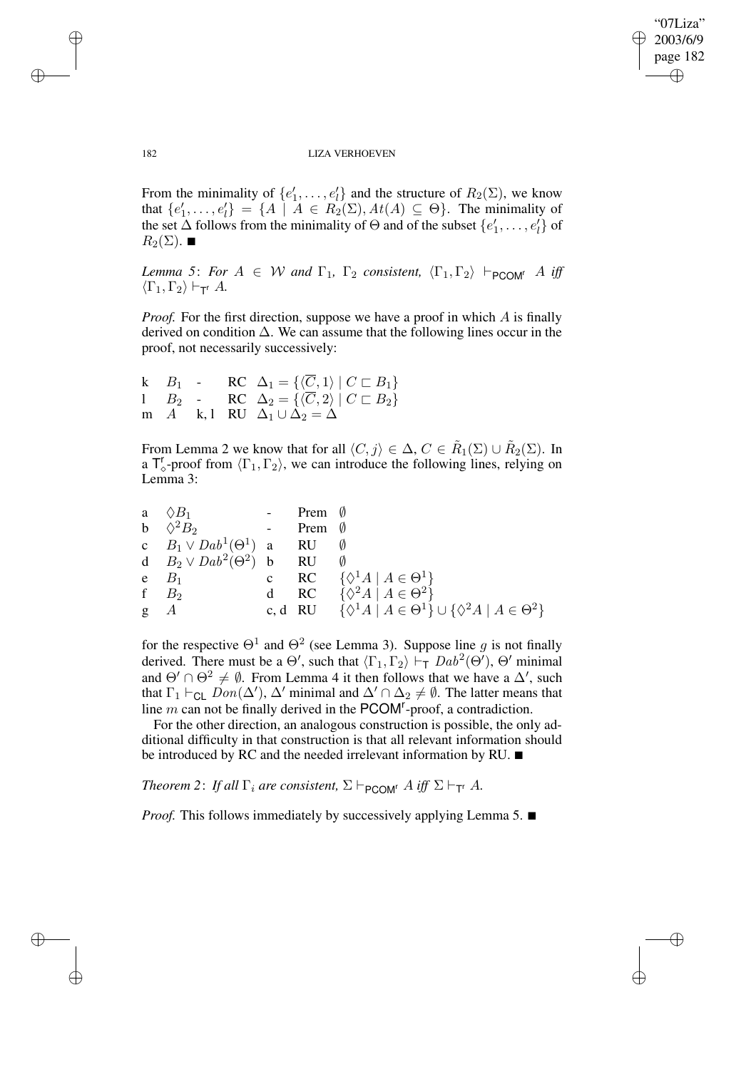From the minimality of $\{e'_1, \ldots, e'_l\}$ and the structure of $R_2(\Sigma)$, we know that $\{e'_1, \ldots, e'_l\} = \{A \mid A \in R_2(\Sigma), At(A) \subseteq \Theta\}$. The minimality of the set $\Delta$ follows from the minimality of $\Theta$ and of the subset $\{e'_1, \ldots, e'_l\}$ of $R_2(\Sigma)$. ■

*Lemma 5*: *For $A \in \mathcal{W}$ and $\Gamma_1$, $\Gamma_2$ consistent, $\langle \Gamma_1, \Gamma_2 \rangle \vdash_{\mathsf{PCOM}^r} A$ iff $\langle \Gamma_1, \Gamma_2 \rangle \vdash_{\mathsf{T}^r} A$.*

*Proof.* For the first direction, suppose we have a proof in which $A$ is finally derived on condition $\Delta$. We can assume that the following lines occur in the proof, not necessarily successively:

| | | | | |
|---|---|---|---|---|
| k | $B_1$ | - | RC | $\Delta_1 = \{\langle \overline{C}, 1 \rangle \mid C \sqsubset B_1\}$ |
| l | $B_2$ | - | RC | $\Delta_2 = \{\langle \overline{C}, 2 \rangle \mid C \sqsubset B_2\}$ |
| m | $A$ | k, l | RU | $\Delta_1 \cup \Delta_2 = \Delta$ |

From Lemma 2 we know that for all $\langle C, j \rangle \in \Delta$, $C \in \tilde{R}_1(\Sigma) \cup \tilde{R}_2(\Sigma)$. In a $\mathsf{T}^r_\Diamond$-proof from $\langle \Gamma_1, \Gamma_2 \rangle$, we can introduce the following lines, relying on Lemma 3:

| | | | | |
|---|---|---|---|---|
| a | $\Diamond B_1$ | - | Prem | $\emptyset$ |
| b | $\Diamond^2 B_2$ | - | Prem | $\emptyset$ |
| c | $B_1 \vee Dab^1(\Theta^1)$ | a | RU | $\emptyset$ |
| d | $B_2 \vee Dab^2(\Theta^2)$ | b | RU | $\emptyset$ |
| e | $B_1$ | c | RC | $\{\Diamond^1 A \mid A \in \Theta^1\}$ |
| f | $B_2$ | d | RC | $\{\Diamond^2 A \mid A \in \Theta^2\}$ |
| g | $A$ | c, d | RU | $\{\Diamond^1 A \mid A \in \Theta^1\} \cup \{\Diamond^2 A \mid A \in \Theta^2\}$ |

for the respective $\Theta^1$ and $\Theta^2$ (see Lemma 3). Suppose line $g$ is not finally derived. There must be a $\Theta'$, such that $\langle \Gamma_1, \Gamma_2 \rangle \vdash_{\mathsf{T}} Dab^2(\Theta')$, $\Theta'$ minimal and $\Theta' \cap \Theta^2 \neq \emptyset$. From Lemma 4 it then follows that we have a $\Delta'$, such that $\Gamma_1 \vdash_{\mathsf{CL}} Don(\Delta')$, $\Delta'$ minimal and $\Delta' \cap \Delta_2 \neq \emptyset$. The latter means that line $m$ can not be finally derived in the $\mathsf{PCOM}^r$-proof, a contradiction.

For the other direction, an analogous construction is possible, the only additional difficulty in that construction is that all relevant information should be introduced by RC and the needed irrelevant information by RU. ■

*Theorem 2*: *If all $\Gamma_i$ are consistent, $\Sigma \vdash_{\mathsf{PCOM}^r} A$ iff $\Sigma \vdash_{\mathsf{T}^r} A$.*

*Proof.* This follows immediately by successively applying Lemma 5. ■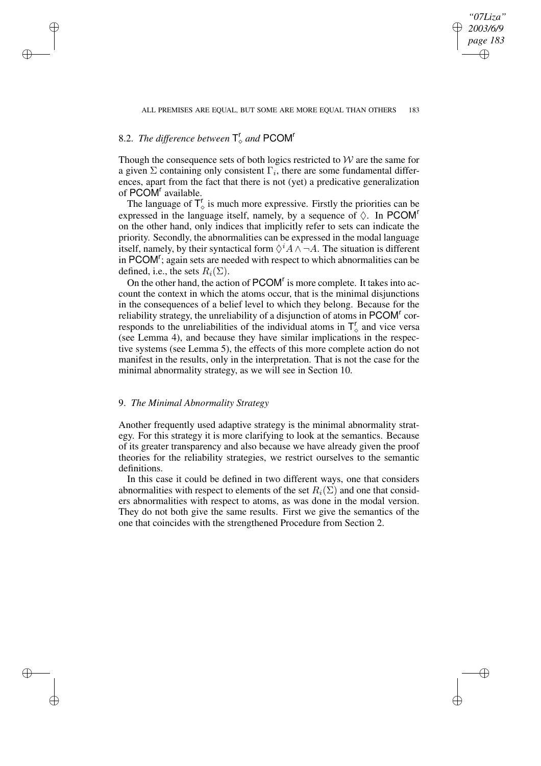## 8.2. *The difference between* $\mathsf{T}^{\mathsf{r}}_{\Diamond}$ *and* $\mathsf{PCOM}^{\mathsf{r}}$

Though the consequence sets of both logics restricted to $\mathcal{W}$ are the same for a given $\Sigma$ containing only consistent $\Gamma_i$, there are some fundamental differences, apart from the fact that there is not (yet) a predicative generalization of $\mathsf{PCOM}^{\mathsf{r}}$ available.

The language of $\mathsf{T}^{\mathsf{r}}_{\Diamond}$ is much more expressive. Firstly the priorities can be expressed in the language itself, namely, by a sequence of $\Diamond$. In $\mathsf{PCOM}^{\mathsf{r}}$ on the other hand, only indices that implicitly refer to sets can indicate the priority. Secondly, the abnormalities can be expressed in the modal language itself, namely, by their syntactical form $\Diamond^i A \wedge \neg A$. The situation is different in $\mathsf{PCOM}^{\mathsf{r}}$; again sets are needed with respect to which abnormalities can be defined, i.e., the sets $R_i(\Sigma)$.

On the other hand, the action of $\mathsf{PCOM}^{\mathsf{r}}$ is more complete. It takes into account the context in which the atoms occur, that is the minimal disjunctions in the consequences of a belief level to which they belong. Because for the reliability strategy, the unreliability of a disjunction of atoms in $\mathsf{PCOM}^{\mathsf{r}}$ corresponds to the unreliabilities of the individual atoms in $\mathsf{T}^{\mathsf{r}}_{\Diamond}$ and vice versa (see Lemma 4), and because they have similar implications in the respective systems (see Lemma 5), the effects of this more complete action do not manifest in the results, only in the interpretation. That is not the case for the minimal abnormality strategy, as we will see in Section 10.

## 9. *The Minimal Abnormality Strategy*

Another frequently used adaptive strategy is the minimal abnormality strategy. For this strategy it is more clarifying to look at the semantics. Because of its greater transparency and also because we have already given the proof theories for the reliability strategies, we restrict ourselves to the semantic definitions.

In this case it could be defined in two different ways, one that considers abnormalities with respect to elements of the set $R_i(\Sigma)$ and one that considers abnormalities with respect to atoms, as was done in the modal version. They do not both give the same results. First we give the semantics of the one that coincides with the strengthened Procedure from Section 2.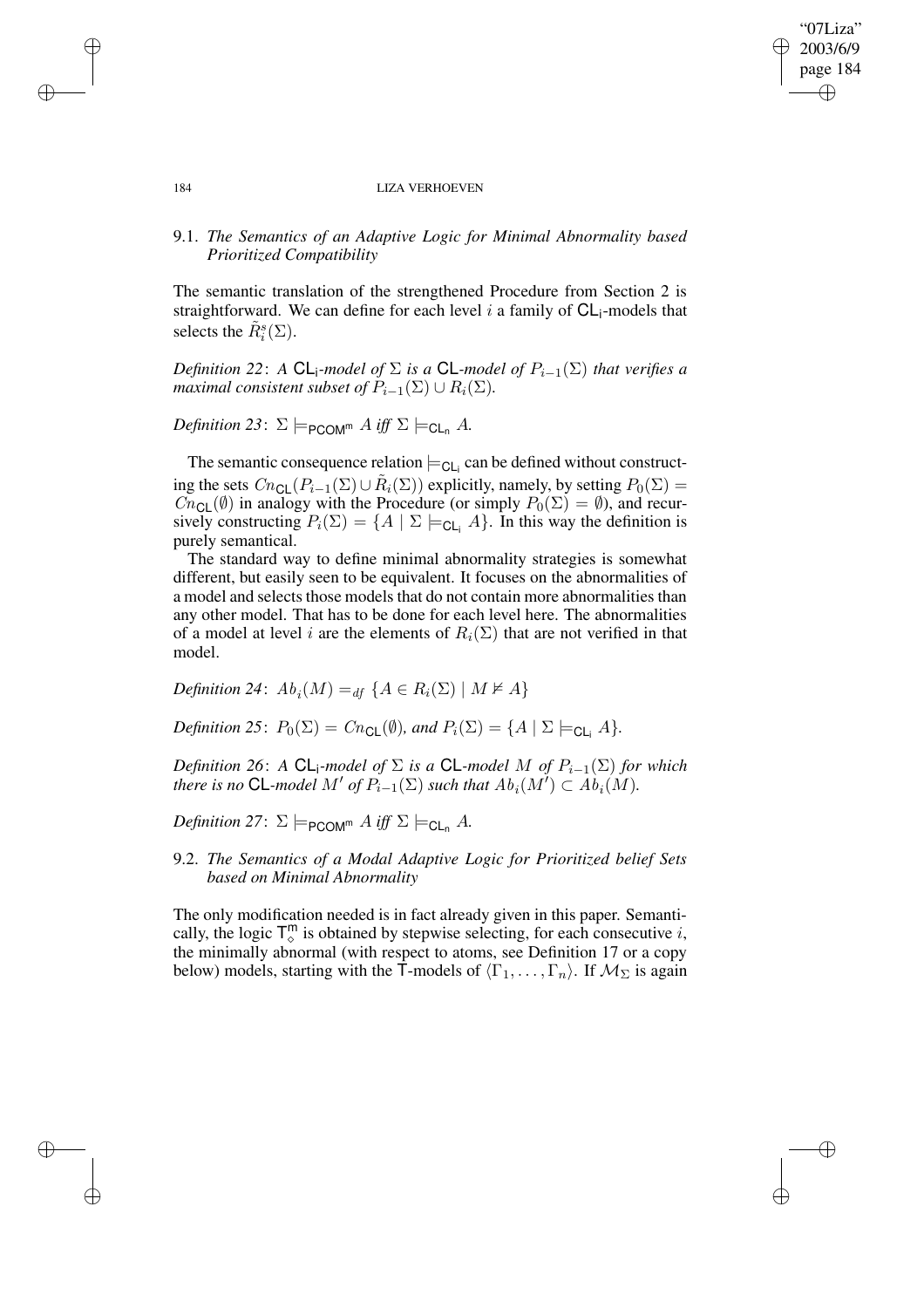### 9.1. *The Semantics of an Adaptive Logic for Minimal Abnormality based Prioritized Compatibility*

The semantic translation of the strengthened Procedure from Section 2 is straightforward. We can define for each level $i$ a family of $\mathsf{CL_i}$-models that selects the $\tilde{R}^s_i(\Sigma)$.

*Definition 22*: *A* $\mathsf{CL_i}$*-model of* $\Sigma$ *is a* $\mathsf{CL}$*-model of* $P_{i-1}(\Sigma)$ *that verifies a maximal consistent subset of* $P_{i-1}(\Sigma) \cup R_i(\Sigma)$.

*Definition 23*: $\Sigma \models_{\mathsf{PCOM^m}} A$ *iff* $\Sigma \models_{\mathsf{CL_n}} A$.

The semantic consequence relation $\models_{\mathsf{CL_i}}$ can be defined without constructing the sets $Cn_{\mathsf{CL}}(P_{i-1}(\Sigma) \cup \tilde{R}_i(\Sigma))$ explicitly, namely, by setting $P_0(\Sigma) = Cn_{\mathsf{CL}}(\emptyset)$ in analogy with the Procedure (or simply $P_0(\Sigma) = \emptyset$), and recursively constructing $P_i(\Sigma) = \{A \mid \Sigma \models_{\mathsf{CL_i}} A\}$. In this way the definition is purely semantical.

The standard way to define minimal abnormality strategies is somewhat different, but easily seen to be equivalent. It focuses on the abnormalities of a model and selects those models that do not contain more abnormalities than any other model. That has to be done for each level here. The abnormalities of a model at level $i$ are the elements of $R_i(\Sigma)$ that are not verified in that model.

*Definition 24*: $Ab_i(M) =_{df} \{A \in R_i(\Sigma) \mid M \nvDash A\}$

*Definition 25*: $P_0(\Sigma) = Cn_{\mathsf{CL}}(\emptyset)$, *and* $P_i(\Sigma) = \{A \mid \Sigma \models_{\mathsf{CL_i}} A\}$.

*Definition 26*: *A* $\mathsf{CL_i}$*-model of* $\Sigma$ *is a* $\mathsf{CL}$*-model* $M$ *of* $P_{i-1}(\Sigma)$ *for which there is no* $\mathsf{CL}$*-model* $M'$ *of* $P_{i-1}(\Sigma)$ *such that* $Ab_i(M') \subset Ab_i(M)$.

*Definition 27*: $\Sigma \models_{\mathsf{PCOM^m}} A$ *iff* $\Sigma \models_{\mathsf{CL_n}} A$.

### 9.2. *The Semantics of a Modal Adaptive Logic for Prioritized belief Sets based on Minimal Abnormality*

The only modification needed is in fact already given in this paper. Semantically, the logic $\mathsf{T}^{\mathsf{m}}_{\diamond}$ is obtained by stepwise selecting, for each consecutive $i$, the minimally abnormal (with respect to atoms, see Definition 17 or a copy below) models, starting with the $\mathsf{T}$-models of $\langle \Gamma_1, \ldots, \Gamma_n \rangle$. If $\mathcal{M}_\Sigma$ is again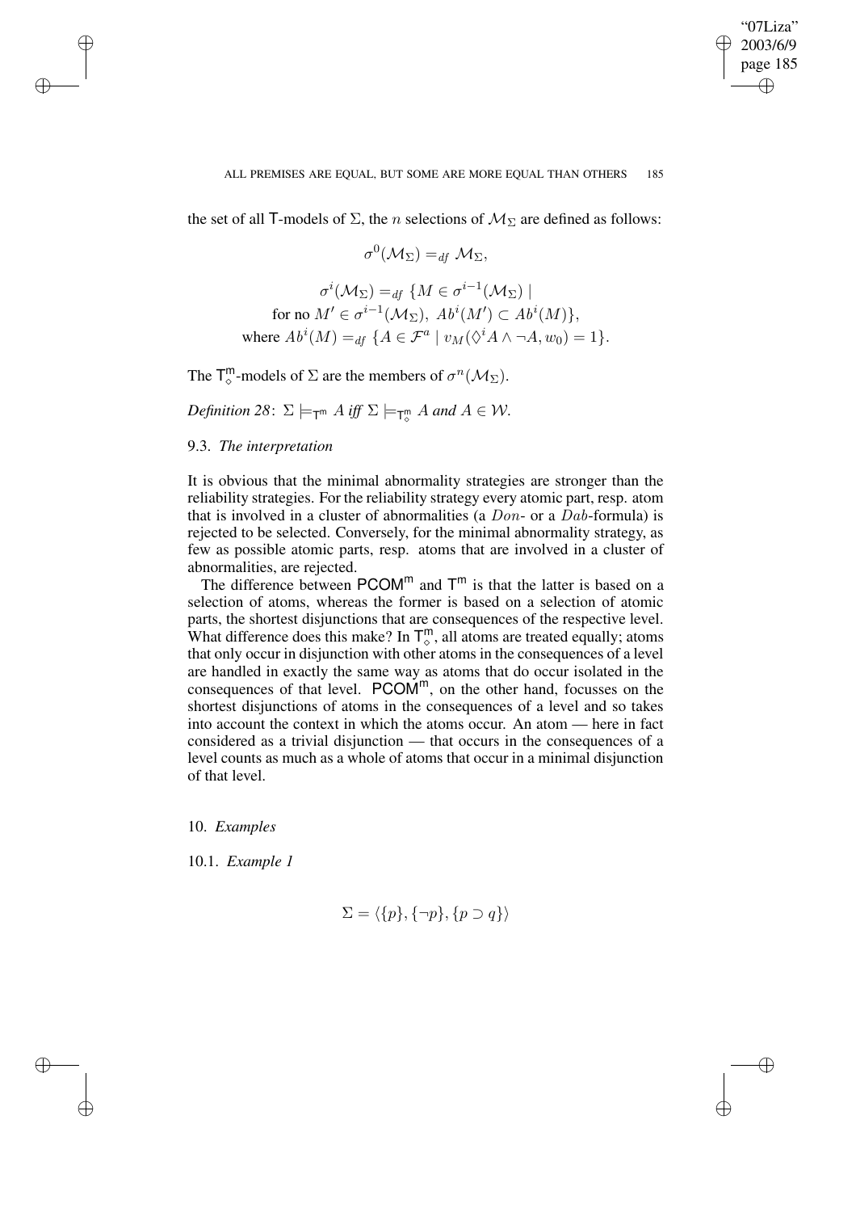the set of all $\mathsf{T}$-models of $\Sigma$, the $n$ selections of $\mathcal{M}_\Sigma$ are defined as follows:

$$\sigma^0(\mathcal{M}_\Sigma) =_{df} \mathcal{M}_\Sigma,$$

$$\sigma^i(\mathcal{M}_\Sigma) =_{df} \{M \in \sigma^{i-1}(\mathcal{M}_\Sigma) \mid$$
$$\text{for no } M' \in \sigma^{i-1}(\mathcal{M}_\Sigma),\ Ab^i(M') \subset Ab^i(M)\},$$
$$\text{where } Ab^i(M) =_{df} \{A \in \mathcal{F}^a \mid v_M(\Diamond^i A \wedge \neg A, w_0) = 1\}.$$

The $\mathsf{T}^{\mathsf{m}}_{\Diamond}$-models of $\Sigma$ are the members of $\sigma^n(\mathcal{M}_\Sigma)$.

*Definition 28*: $\Sigma \models_{\mathsf{T}^{\mathsf{m}}} A$ *iff* $\Sigma \models_{\mathsf{T}^{\mathsf{m}}_{\Diamond}} A$ *and* $A \in \mathcal{W}$.

### 9.3. *The interpretation*

It is obvious that the minimal abnormality strategies are stronger than the reliability strategies. For the reliability strategy every atomic part, resp. atom that is involved in a cluster of abnormalities (a $Don$- or a $Dab$-formula) is rejected to be selected. Conversely, for the minimal abnormality strategy, as few as possible atomic parts, resp. atoms that are involved in a cluster of abnormalities, are rejected.

The difference between $\mathsf{PCOM}^{\mathsf{m}}$ and $\mathsf{T}^{\mathsf{m}}$ is that the latter is based on a selection of atoms, whereas the former is based on a selection of atomic parts, the shortest disjunctions that are consequences of the respective level. What difference does this make? In $\mathsf{T}^{\mathsf{m}}_{\Diamond}$, all atoms are treated equally; atoms that only occur in disjunction with other atoms in the consequences of a level are handled in exactly the same way as atoms that do occur isolated in the consequences of that level. $\mathsf{PCOM}^{\mathsf{m}}$, on the other hand, focusses on the shortest disjunctions of atoms in the consequences of a level and so takes into account the context in which the atoms occur. An atom — here in fact considered as a trivial disjunction — that occurs in the consequences of a level counts as much as a whole of atoms that occur in a minimal disjunction of that level.

## 10. *Examples*

### 10.1. *Example 1*

$$\Sigma = \langle \{p\}, \{\neg p\}, \{p \supset q\} \rangle$$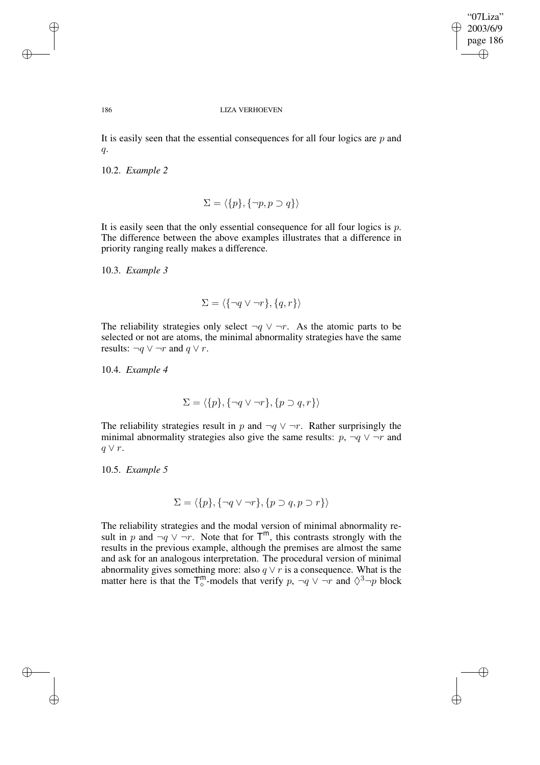It is easily seen that the essential consequences for all four logics are $p$ and $q$.

10.2. *Example 2*

$$\Sigma = \langle \{p\}, \{\neg p, p \supset q\} \rangle$$

It is easily seen that the only essential consequence for all four logics is $p$. The difference between the above examples illustrates that a difference in priority ranging really makes a difference.

10.3. *Example 3*

$$\Sigma = \langle \{\neg q \vee \neg r\}, \{q, r\} \rangle$$

The reliability strategies only select $\neg q \vee \neg r$. As the atomic parts to be selected or not are atoms, the minimal abnormality strategies have the same results: $\neg q \vee \neg r$ and $q \vee r$.

10.4. *Example 4*

$$\Sigma = \langle \{p\}, \{\neg q \vee \neg r\}, \{p \supset q, r\} \rangle$$

The reliability strategies result in $p$ and $\neg q \vee \neg r$. Rather surprisingly the minimal abnormality strategies also give the same results: $p$, $\neg q \vee \neg r$ and $q \vee r$.

10.5. *Example 5*

$$\Sigma = \langle \{p\}, \{\neg q \vee \neg r\}, \{p \supset q, p \supset r\} \rangle$$

The reliability strategies and the modal version of minimal abnormality result in $p$ and $\neg q \vee \neg r$. Note that for $\mathsf{T}^{\mathsf{m}}$, this contrasts strongly with the results in the previous example, although the premises are almost the same and ask for an analogous interpretation. The procedural version of minimal abnormality gives something more: also $q \vee r$ is a consequence. What is the matter here is that the $\mathsf{T}^{\mathsf{m}}_{\diamond}$-models that verify $p$, $\neg q \vee \neg r$ and $\diamond^3 \neg p$ block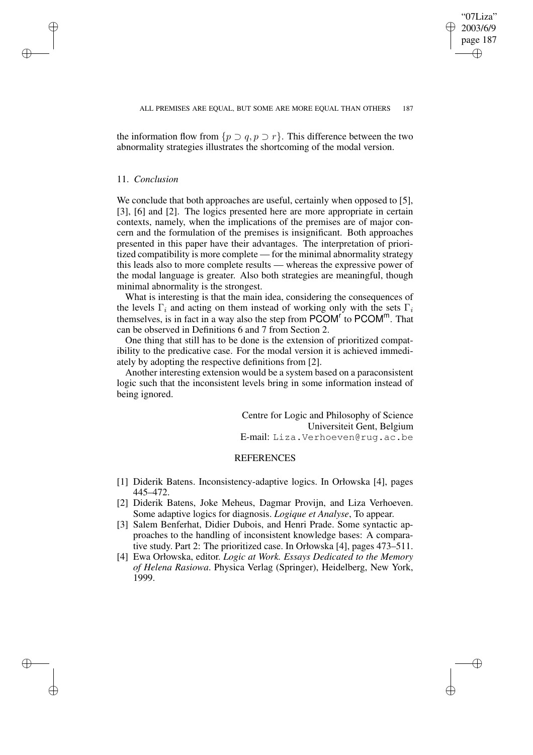the information flow from $\{p \supset q, p \supset r\}$. This difference between the two abnormality strategies illustrates the shortcoming of the modal version.

## 11. *Conclusion*

We conclude that both approaches are useful, certainly when opposed to [5], [3], [6] and [2]. The logics presented here are more appropriate in certain contexts, namely, when the implications of the premises are of major concern and the formulation of the premises is insignificant. Both approaches presented in this paper have their advantages. The interpretation of prioritized compatibility is more complete — for the minimal abnormality strategy this leads also to more complete results — whereas the expressive power of the modal language is greater. Also both strategies are meaningful, though minimal abnormality is the strongest.

What is interesting is that the main idea, considering the consequences of the levels $\Gamma_i$ and acting on them instead of working only with the sets $\Gamma_i$ themselves, is in fact in a way also the step from $\mathsf{PCOM}^{\mathsf{r}}$ to $\mathsf{PCOM}^{\mathsf{m}}$. That can be observed in Definitions 6 and 7 from Section 2.

One thing that still has to be done is the extension of prioritized compatibility to the predicative case. For the modal version it is achieved immediately by adopting the respective definitions from [2].

Another interesting extension would be a system based on a paraconsistent logic such that the inconsistent levels bring in some information instead of being ignored.

Centre for Logic and Philosophy of Science
Universiteit Gent, Belgium
E-mail: Liza.Verhoeven@rug.ac.be

## REFERENCES

[1] Diderik Batens. Inconsistency-adaptive logics. In Orłowska [4], pages 445–472.

[2] Diderik Batens, Joke Meheus, Dagmar Provijn, and Liza Verhoeven. Some adaptive logics for diagnosis. *Logique et Analyse*, To appear.

[3] Salem Benferhat, Didier Dubois, and Henri Prade. Some syntactic approaches to the handling of inconsistent knowledge bases: A comparative study. Part 2: The prioritized case. In Orłowska [4], pages 473–511.

[4] Ewa Orłowska, editor. *Logic at Work. Essays Dedicated to the Memory of Helena Rasiowa*. Physica Verlag (Springer), Heidelberg, New York, 1999.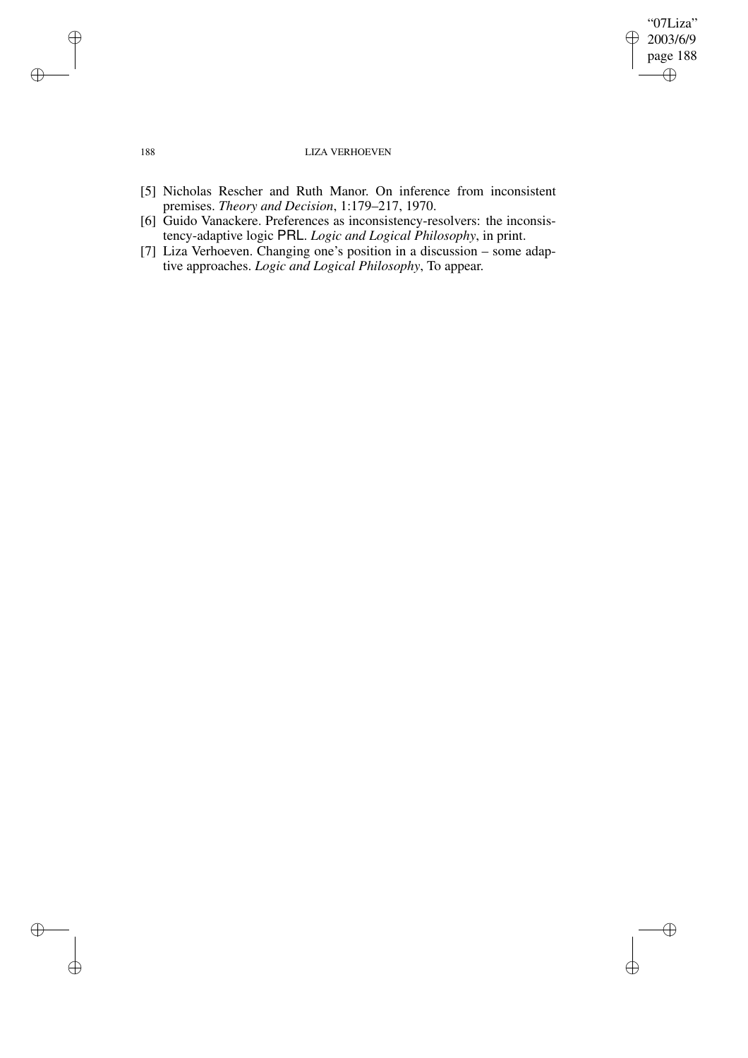[5] Nicholas Rescher and Ruth Manor. On inference from inconsistent premises. *Theory and Decision*, 1:179–217, 1970.

[6] Guido Vanackere. Preferences as inconsistency-resolvers: the inconsistency-adaptive logic PRL. *Logic and Logical Philosophy*, in print.

[7] Liza Verhoeven. Changing one's position in a discussion – some adaptive approaches. *Logic and Logical Philosophy*, To appear.